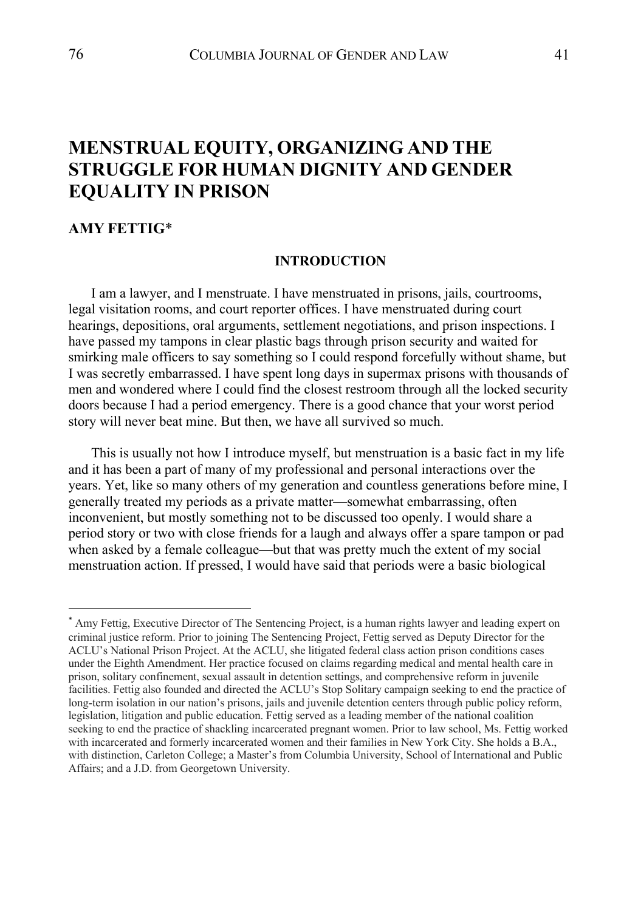# MENSTRUAL EQUITY, ORGANIZING AND THE STRUGGLE FOR HUMAN DIGNITY AND GENDER EQUALITY IN PRISON

**AMY FETTIG***

## INTRODUCTION

I am a lawyer, and I menstruate. I have menstruated in prisons, jails, courtrooms, legal visitation rooms, and court reporter offices. I have menstruated during court hearings, depositions, oral arguments, settlement negotiations, and prison inspections. I have passed my tampons in clear plastic bags through prison security and waited for smirking male officers to say something so I could respond forcefully without shame, but I was secretly embarrassed. I have spent long days in supermax prisons with thousands of men and wondered where I could find the closest restroom through all the locked security doors because I had a period emergency. There is a good chance that your worst period story will never beat mine. But then, we have all survived so much.

This is usually not how I introduce myself, but menstruation is a basic fact in my life and it has been a part of many of my professional and personal interactions over the years. Yet, like so many others of my generation and countless generations before mine, I generally treated my periods as a private matter—somewhat embarrassing, often inconvenient, but mostly something not to be discussed too openly. I would share a period story or two with close friends for a laugh and always offer a spare tampon or pad when asked by a female colleague—but that was pretty much the extent of my social menstruation action. If pressed, I would have said that periods were a basic biological

---

* Amy Fettig, Executive Director of The Sentencing Project, is a human rights lawyer and leading expert on criminal justice reform. Prior to joining The Sentencing Project, Fettig served as Deputy Director for the ACLU's National Prison Project. At the ACLU, she litigated federal class action prison conditions cases under the Eighth Amendment. Her practice focused on claims regarding medical and mental health care in prison, solitary confinement, sexual assault in detention settings, and comprehensive reform in juvenile facilities. Fettig also founded and directed the ACLU's Stop Solitary campaign seeking to end the practice of long-term isolation in our nation's prisons, jails and juvenile detention centers through public policy reform, legislation, litigation and public education. Fettig served as a leading member of the national coalition seeking to end the practice of shackling incarcerated pregnant women. Prior to law school, Ms. Fettig worked with incarcerated and formerly incarcerated women and their families in New York City. She holds a B.A., with distinction, Carleton College; a Master's from Columbia University, School of International and Public Affairs; and a J.D. from Georgetown University.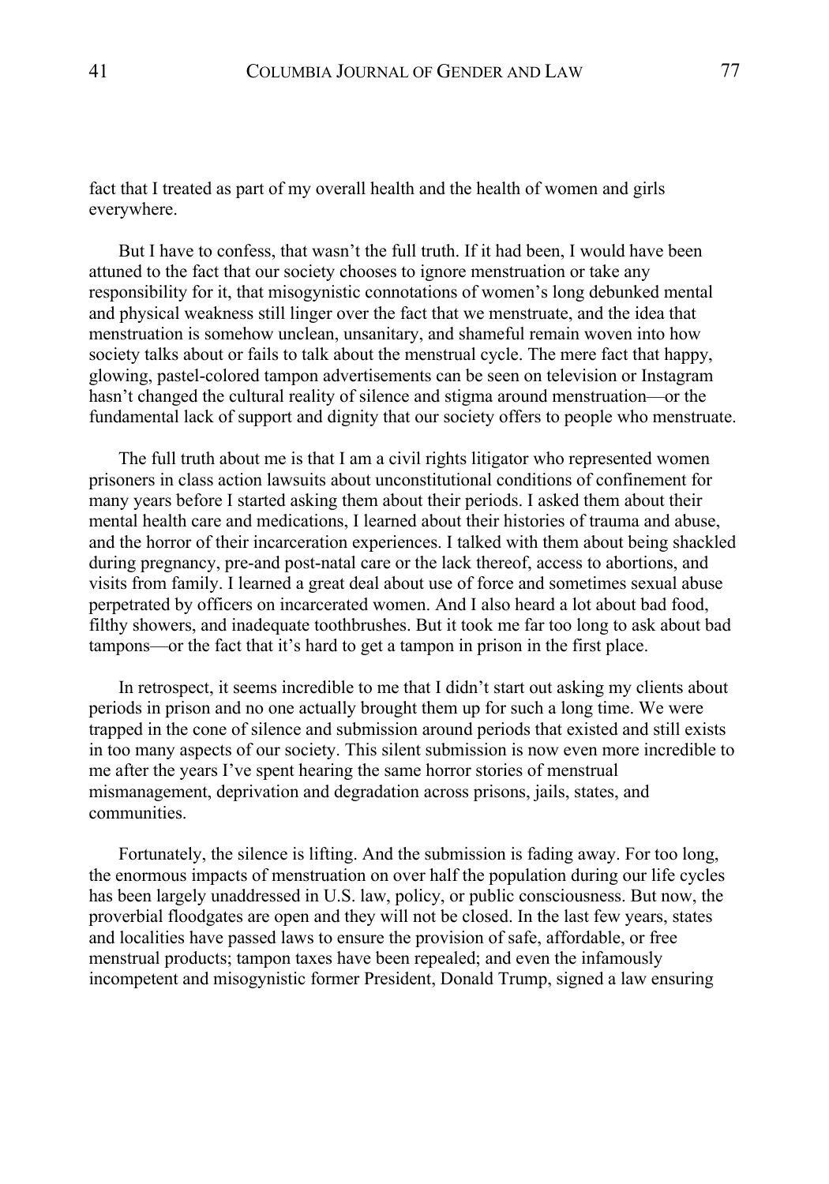fact that I treated as part of my overall health and the health of women and girls everywhere.

But I have to confess, that wasn't the full truth. If it had been, I would have been attuned to the fact that our society chooses to ignore menstruation or take any responsibility for it, that misogynistic connotations of women's long debunked mental and physical weakness still linger over the fact that we menstruate, and the idea that menstruation is somehow unclean, unsanitary, and shameful remain woven into how society talks about or fails to talk about the menstrual cycle. The mere fact that happy, glowing, pastel-colored tampon advertisements can be seen on television or Instagram hasn't changed the cultural reality of silence and stigma around menstruation—or the fundamental lack of support and dignity that our society offers to people who menstruate.

The full truth about me is that I am a civil rights litigator who represented women prisoners in class action lawsuits about unconstitutional conditions of confinement for many years before I started asking them about their periods. I asked them about their mental health care and medications, I learned about their histories of trauma and abuse, and the horror of their incarceration experiences. I talked with them about being shackled during pregnancy, pre-and post-natal care or the lack thereof, access to abortions, and visits from family. I learned a great deal about use of force and sometimes sexual abuse perpetrated by officers on incarcerated women. And I also heard a lot about bad food, filthy showers, and inadequate toothbrushes. But it took me far too long to ask about bad tampons—or the fact that it's hard to get a tampon in prison in the first place.

In retrospect, it seems incredible to me that I didn't start out asking my clients about periods in prison and no one actually brought them up for such a long time. We were trapped in the cone of silence and submission around periods that existed and still exists in too many aspects of our society. This silent submission is now even more incredible to me after the years I've spent hearing the same horror stories of menstrual mismanagement, deprivation and degradation across prisons, jails, states, and communities.

Fortunately, the silence is lifting. And the submission is fading away. For too long, the enormous impacts of menstruation on over half the population during our life cycles has been largely unaddressed in U.S. law, policy, or public consciousness. But now, the proverbial floodgates are open and they will not be closed. In the last few years, states and localities have passed laws to ensure the provision of safe, affordable, or free menstrual products; tampon taxes have been repealed; and even the infamously incompetent and misogynistic former President, Donald Trump, signed a law ensuring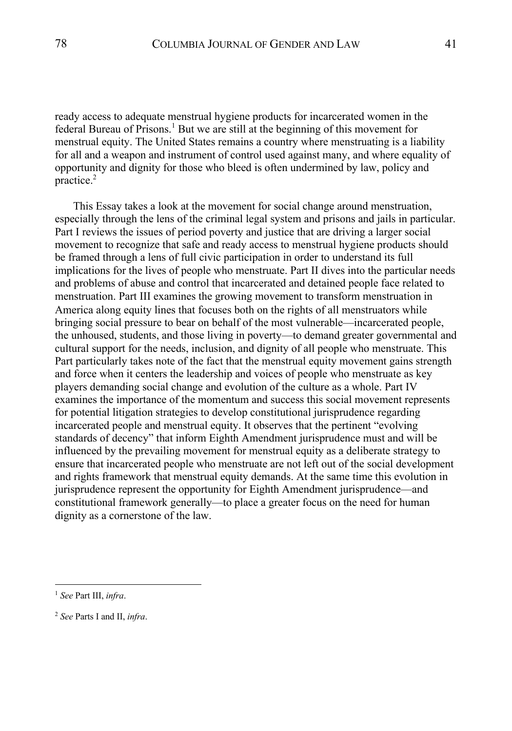ready access to adequate menstrual hygiene products for incarcerated women in the federal Bureau of Prisons.[1] But we are still at the beginning of this movement for menstrual equity. The United States remains a country where menstruating is a liability for all and a weapon and instrument of control used against many, and where equality of opportunity and dignity for those who bleed is often undermined by law, policy and practice.[2]

This Essay takes a look at the movement for social change around menstruation, especially through the lens of the criminal legal system and prisons and jails in particular. Part I reviews the issues of period poverty and justice that are driving a larger social movement to recognize that safe and ready access to menstrual hygiene products should be framed through a lens of full civic participation in order to understand its full implications for the lives of people who menstruate. Part II dives into the particular needs and problems of abuse and control that incarcerated and detained people face related to menstruation. Part III examines the growing movement to transform menstruation in America along equity lines that focuses both on the rights of all menstruators while bringing social pressure to bear on behalf of the most vulnerable—incarcerated people, the unhoused, students, and those living in poverty—to demand greater governmental and cultural support for the needs, inclusion, and dignity of all people who menstruate. This Part particularly takes note of the fact that the menstrual equity movement gains strength and force when it centers the leadership and voices of people who menstruate as key players demanding social change and evolution of the culture as a whole. Part IV examines the importance of the momentum and success this social movement represents for potential litigation strategies to develop constitutional jurisprudence regarding incarcerated people and menstrual equity. It observes that the pertinent "evolving standards of decency" that inform Eighth Amendment jurisprudence must and will be influenced by the prevailing movement for menstrual equity as a deliberate strategy to ensure that incarcerated people who menstruate are not left out of the social development and rights framework that menstrual equity demands. At the same time this evolution in jurisprudence represent the opportunity for Eighth Amendment jurisprudence—and constitutional framework generally—to place a greater focus on the need for human dignity as a cornerstone of the law.

---

[1] *See* Part III, *infra*.

[2] *See* Parts I and II, *infra*.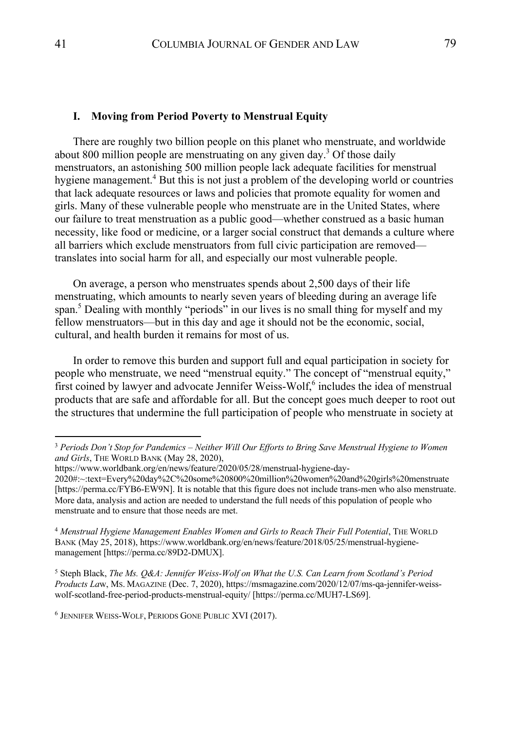## I. Moving from Period Poverty to Menstrual Equity

There are roughly two billion people on this planet who menstruate, and worldwide about 800 million people are menstruating on any given day.[3] Of those daily menstruators, an astonishing 500 million people lack adequate facilities for menstrual hygiene management.[4] But this is not just a problem of the developing world or countries that lack adequate resources or laws and policies that promote equality for women and girls. Many of these vulnerable people who menstruate are in the United States, where our failure to treat menstruation as a public good—whether construed as a basic human necessity, like food or medicine, or a larger social construct that demands a culture where all barriers which exclude menstruators from full civic participation are removed—translates into social harm for all, and especially our most vulnerable people.

On average, a person who menstruates spends about 2,500 days of their life menstruating, which amounts to nearly seven years of bleeding during an average life span.[5] Dealing with monthly "periods" in our lives is no small thing for myself and my fellow menstruators—but in this day and age it should not be the economic, social, cultural, and health burden it remains for most of us.

In order to remove this burden and support full and equal participation in society for people who menstruate, we need "menstrual equity." The concept of "menstrual equity," first coined by lawyer and advocate Jennifer Weiss-Wolf,[6] includes the idea of menstrual products that are safe and affordable for all. But the concept goes much deeper to root out the structures that undermine the full participation of people who menstruate in society at

---

[3] *Periods Don't Stop for Pandemics – Neither Will Our Efforts to Bring Save Menstrual Hygiene to Women and Girls*, THE WORLD BANK (May 28, 2020), https://www.worldbank.org/en/news/feature/2020/05/28/menstrual-hygiene-day-2020#:~:text=Every%20day%2C%20some%20800%20million%20women%20and%20girls%20menstruate [https://perma.cc/FYB6-EW9N]. It is notable that this figure does not include trans-men who also menstruate. More data, analysis and action are needed to understand the full needs of this population of people who menstruate and to ensure that those needs are met.

[4] *Menstrual Hygiene Management Enables Women and Girls to Reach Their Full Potential*, THE WORLD BANK (May 25, 2018), https://www.worldbank.org/en/news/feature/2018/05/25/menstrual-hygiene-management [https://perma.cc/89D2-DMUX].

[5] Steph Black, *The Ms. Q&A: Jennifer Weiss-Wolf on What the U.S. Can Learn from Scotland's Period Products Law*, MS. MAGAZINE (Dec. 7, 2020), https://msmagazine.com/2020/12/07/ms-qa-jennifer-weiss-wolf-scotland-free-period-products-menstrual-equity/ [https://perma.cc/MUH7-LS69].

[6] JENNIFER WEISS-WOLF, PERIODS GONE PUBLIC XVI (2017).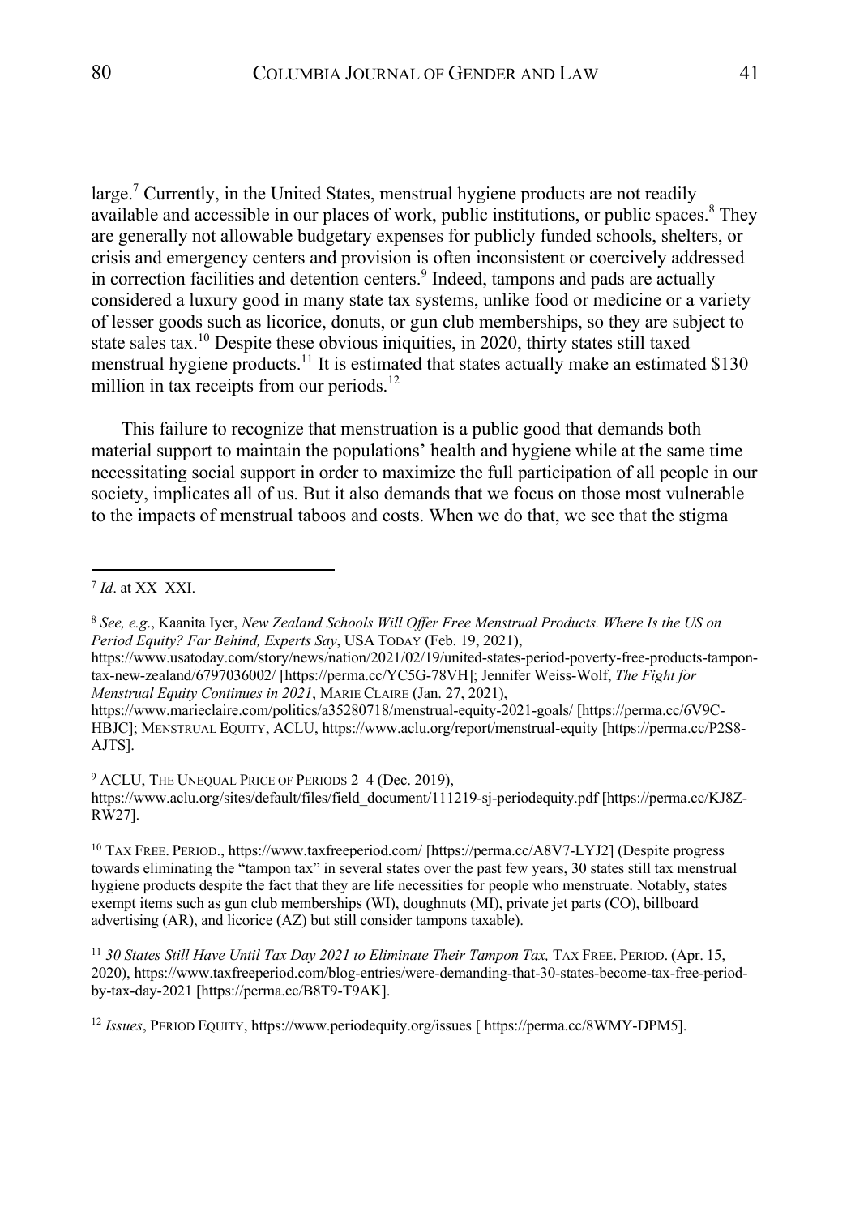large.[7] Currently, in the United States, menstrual hygiene products are not readily available and accessible in our places of work, public institutions, or public spaces.[8] They are generally not allowable budgetary expenses for publicly funded schools, shelters, or crisis and emergency centers and provision is often inconsistent or coercively addressed in correction facilities and detention centers.[9] Indeed, tampons and pads are actually considered a luxury good in many state tax systems, unlike food or medicine or a variety of lesser goods such as licorice, donuts, or gun club memberships, so they are subject to state sales tax.[10] Despite these obvious iniquities, in 2020, thirty states still taxed menstrual hygiene products.[11] It is estimated that states actually make an estimated $130 million in tax receipts from our periods.[12]

This failure to recognize that menstruation is a public good that demands both material support to maintain the populations' health and hygiene while at the same time necessitating social support in order to maximize the full participation of all people in our society, implicates all of us. But it also demands that we focus on those most vulnerable to the impacts of menstrual taboos and costs. When we do that, we see that the stigma

---

[7] *Id*. at XX–XXI.

[8] *See, e.g*., Kaanita Iyer, *New Zealand Schools Will Offer Free Menstrual Products. Where Is the US on Period Equity? Far Behind, Experts Say*, USA TODAY (Feb. 19, 2021), https://www.usatoday.com/story/news/nation/2021/02/19/united-states-period-poverty-free-products-tampon-tax-new-zealand/6797036002/ [https://perma.cc/YC5G-78VH]; Jennifer Weiss-Wolf, *The Fight for Menstrual Equity Continues in 2021*, MARIE CLAIRE (Jan. 27, 2021), https://www.marieclaire.com/politics/a35280718/menstrual-equity-2021-goals/ [https://perma.cc/6V9C-HBJC]; MENSTRUAL EQUITY, ACLU, https://www.aclu.org/report/menstrual-equity [https://perma.cc/P2S8-AJTS].

[9] ACLU, THE UNEQUAL PRICE OF PERIODS 2–4 (Dec. 2019), https://www.aclu.org/sites/default/files/field_document/111219-sj-periodequity.pdf [https://perma.cc/KJ8Z-RW27].

[10] TAX FREE. PERIOD., https://www.taxfreeperiod.com/ [https://perma.cc/A8V7-LYJ2] (Despite progress towards eliminating the "tampon tax" in several states over the past few years, 30 states still tax menstrual hygiene products despite the fact that they are life necessities for people who menstruate. Notably, states exempt items such as gun club memberships (WI), doughnuts (MI), private jet parts (CO), billboard advertising (AR), and licorice (AZ) but still consider tampons taxable).

[11] *30 States Still Have Until Tax Day 2021 to Eliminate Their Tampon Tax,* TAX FREE. PERIOD. (Apr. 15, 2020), https://www.taxfreeperiod.com/blog-entries/were-demanding-that-30-states-become-tax-free-period-by-tax-day-2021 [https://perma.cc/B8T9-T9AK].

[12] *Issues*, PERIOD EQUITY, https://www.periodequity.org/issues [ https://perma.cc/8WMY-DPM5].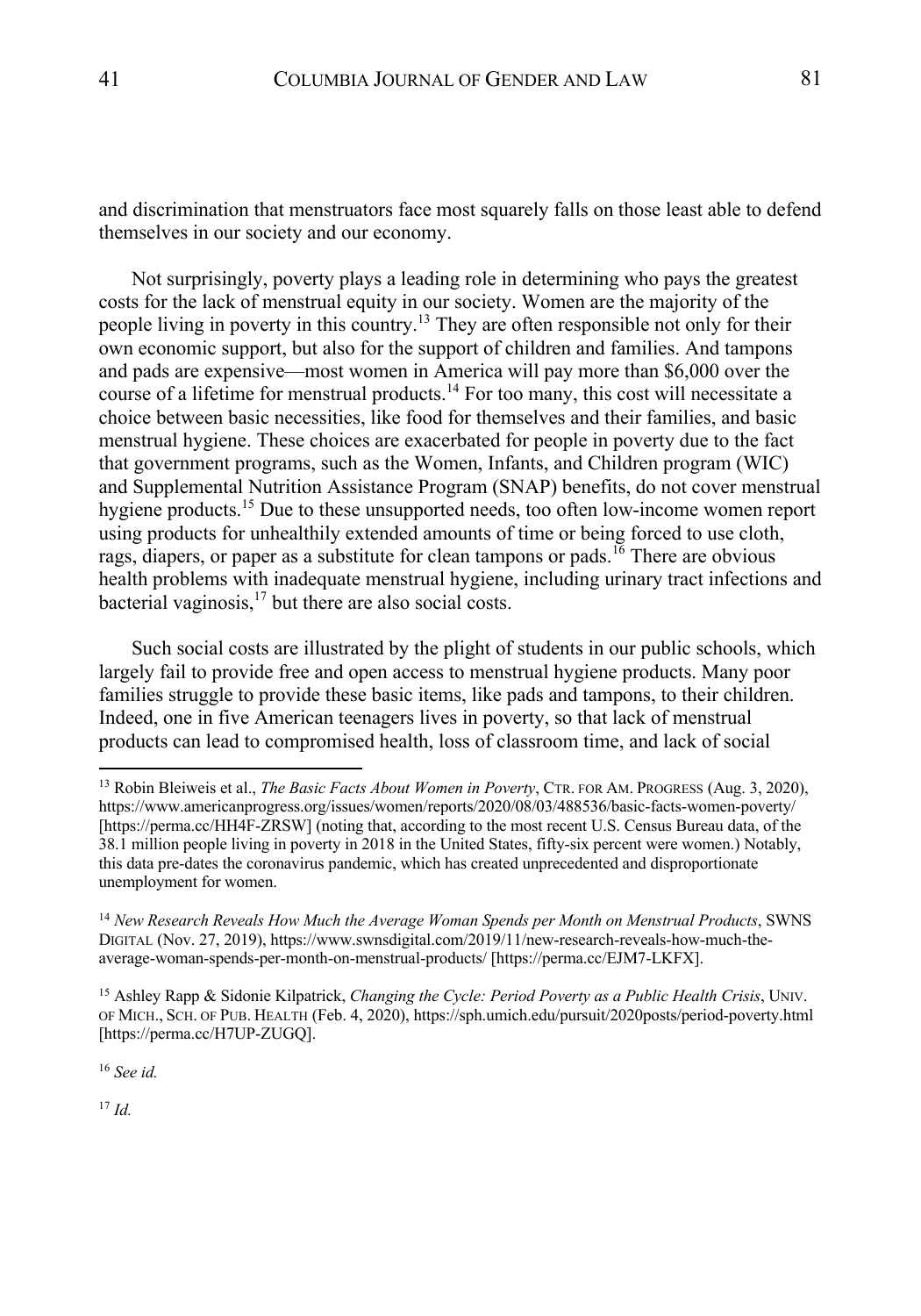and discrimination that menstruators face most squarely falls on those least able to defend themselves in our society and our economy.

Not surprisingly, poverty plays a leading role in determining who pays the greatest costs for the lack of menstrual equity in our society. Women are the majority of the people living in poverty in this country.[13] They are often responsible not only for their own economic support, but also for the support of children and families. And tampons and pads are expensive—most women in America will pay more than $6,000 over the course of a lifetime for menstrual products.[14] For too many, this cost will necessitate a choice between basic necessities, like food for themselves and their families, and basic menstrual hygiene. These choices are exacerbated for people in poverty due to the fact that government programs, such as the Women, Infants, and Children program (WIC) and Supplemental Nutrition Assistance Program (SNAP) benefits, do not cover menstrual hygiene products.[15] Due to these unsupported needs, too often low-income women report using products for unhealthily extended amounts of time or being forced to use cloth, rags, diapers, or paper as a substitute for clean tampons or pads.[16] There are obvious health problems with inadequate menstrual hygiene, including urinary tract infections and bacterial vaginosis,[17] but there are also social costs.

Such social costs are illustrated by the plight of students in our public schools, which largely fail to provide free and open access to menstrual hygiene products. Many poor families struggle to provide these basic items, like pads and tampons, to their children. Indeed, one in five American teenagers lives in poverty, so that lack of menstrual products can lead to compromised health, loss of classroom time, and lack of social

---

[13] Robin Bleiweis et al., *The Basic Facts About Women in Poverty*, CTR. FOR AM. PROGRESS (Aug. 3, 2020), https://www.americanprogress.org/issues/women/reports/2020/08/03/488536/basic-facts-women-poverty/ [https://perma.cc/HH4F-ZRSW] (noting that, according to the most recent U.S. Census Bureau data, of the 38.1 million people living in poverty in 2018 in the United States, fifty-six percent were women.) Notably, this data pre-dates the coronavirus pandemic, which has created unprecedented and disproportionate unemployment for women.

[14] *New Research Reveals How Much the Average Woman Spends per Month on Menstrual Products*, SWNS DIGITAL (Nov. 27, 2019), https://www.swnsdigital.com/2019/11/new-research-reveals-how-much-the-average-woman-spends-per-month-on-menstrual-products/ [https://perma.cc/EJM7-LKFX].

[15] Ashley Rapp & Sidonie Kilpatrick, *Changing the Cycle: Period Poverty as a Public Health Crisis*, UNIV. OF MICH., SCH. OF PUB. HEALTH (Feb. 4, 2020), https://sph.umich.edu/pursuit/2020posts/period-poverty.html [https://perma.cc/H7UP-ZUGQ].

[16] *See id.*

[17] *Id.*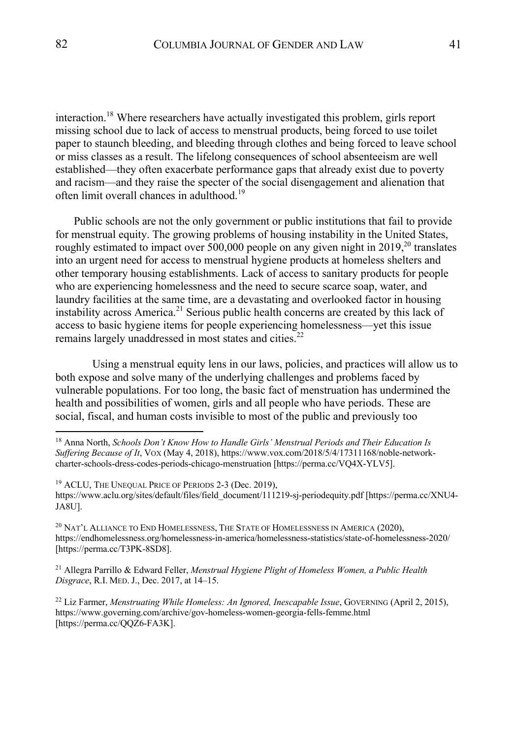interaction.[18] Where researchers have actually investigated this problem, girls report missing school due to lack of access to menstrual products, being forced to use toilet paper to staunch bleeding, and bleeding through clothes and being forced to leave school or miss classes as a result. The lifelong consequences of school absenteeism are well established—they often exacerbate performance gaps that already exist due to poverty and racism—and they raise the specter of the social disengagement and alienation that often limit overall chances in adulthood.[19]

Public schools are not the only government or public institutions that fail to provide for menstrual equity. The growing problems of housing instability in the United States, roughly estimated to impact over 500,000 people on any given night in 2019,[20] translates into an urgent need for access to menstrual hygiene products at homeless shelters and other temporary housing establishments. Lack of access to sanitary products for people who are experiencing homelessness and the need to secure scarce soap, water, and laundry facilities at the same time, are a devastating and overlooked factor in housing instability across America.[21] Serious public health concerns are created by this lack of access to basic hygiene items for people experiencing homelessness—yet this issue remains largely unaddressed in most states and cities.[22]

Using a menstrual equity lens in our laws, policies, and practices will allow us to both expose and solve many of the underlying challenges and problems faced by vulnerable populations. For too long, the basic fact of menstruation has undermined the health and possibilities of women, girls and all people who have periods. These are social, fiscal, and human costs invisible to most of the public and previously too

---

[18] Anna North, *Schools Don't Know How to Handle Girls' Menstrual Periods and Their Education Is Suffering Because of It*, VOX (May 4, 2018), https://www.vox.com/2018/5/4/17311168/noble-network-charter-schools-dress-codes-periods-chicago-menstruation [https://perma.cc/VQ4X-YLV5].

[19] ACLU, THE UNEQUAL PRICE OF PERIODS 2-3 (Dec. 2019), https://www.aclu.org/sites/default/files/field_document/111219-sj-periodequity.pdf [https://perma.cc/XNU4-JA8U].

[20] NAT'L ALLIANCE TO END HOMELESSNESS, THE STATE OF HOMELESSNESS IN AMERICA (2020), https://endhomelessness.org/homelessness-in-america/homelessness-statistics/state-of-homelessness-2020/ [https://perma.cc/T3PK-8SD8].

[21] Allegra Parrillo & Edward Feller, *Menstrual Hygiene Plight of Homeless Women, a Public Health Disgrace*, R.I. MED. J., Dec. 2017, at 14–15.

[22] Liz Farmer, *Menstruating While Homeless: An Ignored, Inescapable Issue*, GOVERNING (April 2, 2015), https://www.governing.com/archive/gov-homeless-women-georgia-fells-femme.html [https://perma.cc/QQZ6-FA3K].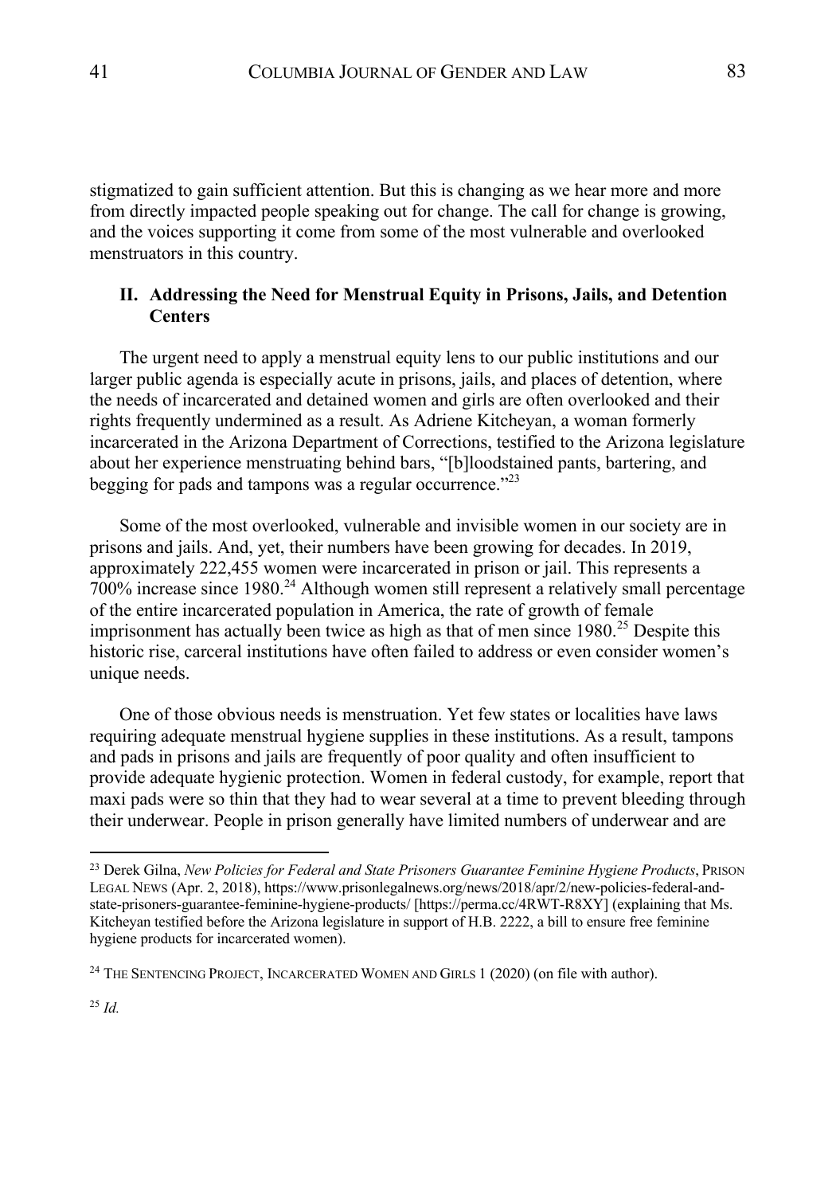stigmatized to gain sufficient attention. But this is changing as we hear more and more from directly impacted people speaking out for change. The call for change is growing, and the voices supporting it come from some of the most vulnerable and overlooked menstruators in this country.

## II. Addressing the Need for Menstrual Equity in Prisons, Jails, and Detention Centers

The urgent need to apply a menstrual equity lens to our public institutions and our larger public agenda is especially acute in prisons, jails, and places of detention, where the needs of incarcerated and detained women and girls are often overlooked and their rights frequently undermined as a result. As Adriene Kitcheyan, a woman formerly incarcerated in the Arizona Department of Corrections, testified to the Arizona legislature about her experience menstruating behind bars, "[b]loodstained pants, bartering, and begging for pads and tampons was a regular occurrence."[23]

Some of the most overlooked, vulnerable and invisible women in our society are in prisons and jails. And, yet, their numbers have been growing for decades. In 2019, approximately 222,455 women were incarcerated in prison or jail. This represents a 700% increase since 1980.[24] Although women still represent a relatively small percentage of the entire incarcerated population in America, the rate of growth of female imprisonment has actually been twice as high as that of men since 1980.[25] Despite this historic rise, carceral institutions have often failed to address or even consider women's unique needs.

One of those obvious needs is menstruation. Yet few states or localities have laws requiring adequate menstrual hygiene supplies in these institutions. As a result, tampons and pads in prisons and jails are frequently of poor quality and often insufficient to provide adequate hygienic protection. Women in federal custody, for example, report that maxi pads were so thin that they had to wear several at a time to prevent bleeding through their underwear. People in prison generally have limited numbers of underwear and are

---

[23] Derek Gilna, *New Policies for Federal and State Prisoners Guarantee Feminine Hygiene Products*, PRISON LEGAL NEWS (Apr. 2, 2018), https://www.prisonlegalnews.org/news/2018/apr/2/new-policies-federal-and-state-prisoners-guarantee-feminine-hygiene-products/ [https://perma.cc/4RWT-R8XY] (explaining that Ms. Kitcheyan testified before the Arizona legislature in support of H.B. 2222, a bill to ensure free feminine hygiene products for incarcerated women).

[24] THE SENTENCING PROJECT, INCARCERATED WOMEN AND GIRLS 1 (2020) (on file with author).

[25] *Id.*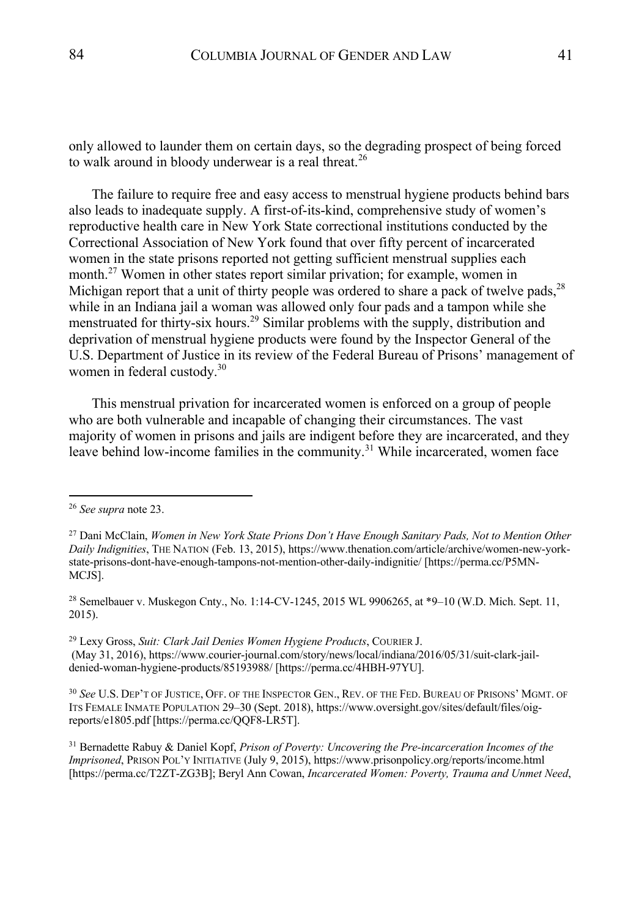only allowed to launder them on certain days, so the degrading prospect of being forced to walk around in bloody underwear is a real threat.[26]

The failure to require free and easy access to menstrual hygiene products behind bars also leads to inadequate supply. A first-of-its-kind, comprehensive study of women's reproductive health care in New York State correctional institutions conducted by the Correctional Association of New York found that over fifty percent of incarcerated women in the state prisons reported not getting sufficient menstrual supplies each month.[27] Women in other states report similar privation; for example, women in Michigan report that a unit of thirty people was ordered to share a pack of twelve pads,[28] while in an Indiana jail a woman was allowed only four pads and a tampon while she menstruated for thirty-six hours.[29] Similar problems with the supply, distribution and deprivation of menstrual hygiene products were found by the Inspector General of the U.S. Department of Justice in its review of the Federal Bureau of Prisons' management of women in federal custody.[30]

This menstrual privation for incarcerated women is enforced on a group of people who are both vulnerable and incapable of changing their circumstances. The vast majority of women in prisons and jails are indigent before they are incarcerated, and they leave behind low-income families in the community.[31] While incarcerated, women face

---

[26] *See supra* note 23.

[27] Dani McClain, *Women in New York State Prions Don't Have Enough Sanitary Pads, Not to Mention Other Daily Indignities*, THE NATION (Feb. 13, 2015), https://www.thenation.com/article/archive/women-new-york-state-prisons-dont-have-enough-tampons-not-mention-other-daily-indignitie/ [https://perma.cc/P5MN-MCJS].

[28] Semelbauer v. Muskegon Cnty., No. 1:14-CV-1245, 2015 WL 9906265, at *9–10 (W.D. Mich. Sept. 11, 2015).

[29] Lexy Gross, *Suit: Clark Jail Denies Women Hygiene Products*, COURIER J. (May 31, 2016), https://www.courier-journal.com/story/news/local/indiana/2016/05/31/suit-clark-jail-denied-woman-hygiene-products/85193988/ [https://perma.cc/4HBH-97YU].

[30] *See* U.S. DEP'T OF JUSTICE, OFF. OF THE INSPECTOR GEN., REV. OF THE FED. BUREAU OF PRISONS' MGMT. OF ITS FEMALE INMATE POPULATION 29–30 (Sept. 2018), https://www.oversight.gov/sites/default/files/oig-reports/e1805.pdf [https://perma.cc/QQF8-LR5T].

[31] Bernadette Rabuy & Daniel Kopf, *Prison of Poverty: Uncovering the Pre-incarceration Incomes of the Imprisoned*, PRISON POL'Y INITIATIVE (July 9, 2015), https://www.prisonpolicy.org/reports/income.html [https://perma.cc/T2ZT-ZG3B]; Beryl Ann Cowan, *Incarcerated Women: Poverty, Trauma and Unmet Need*,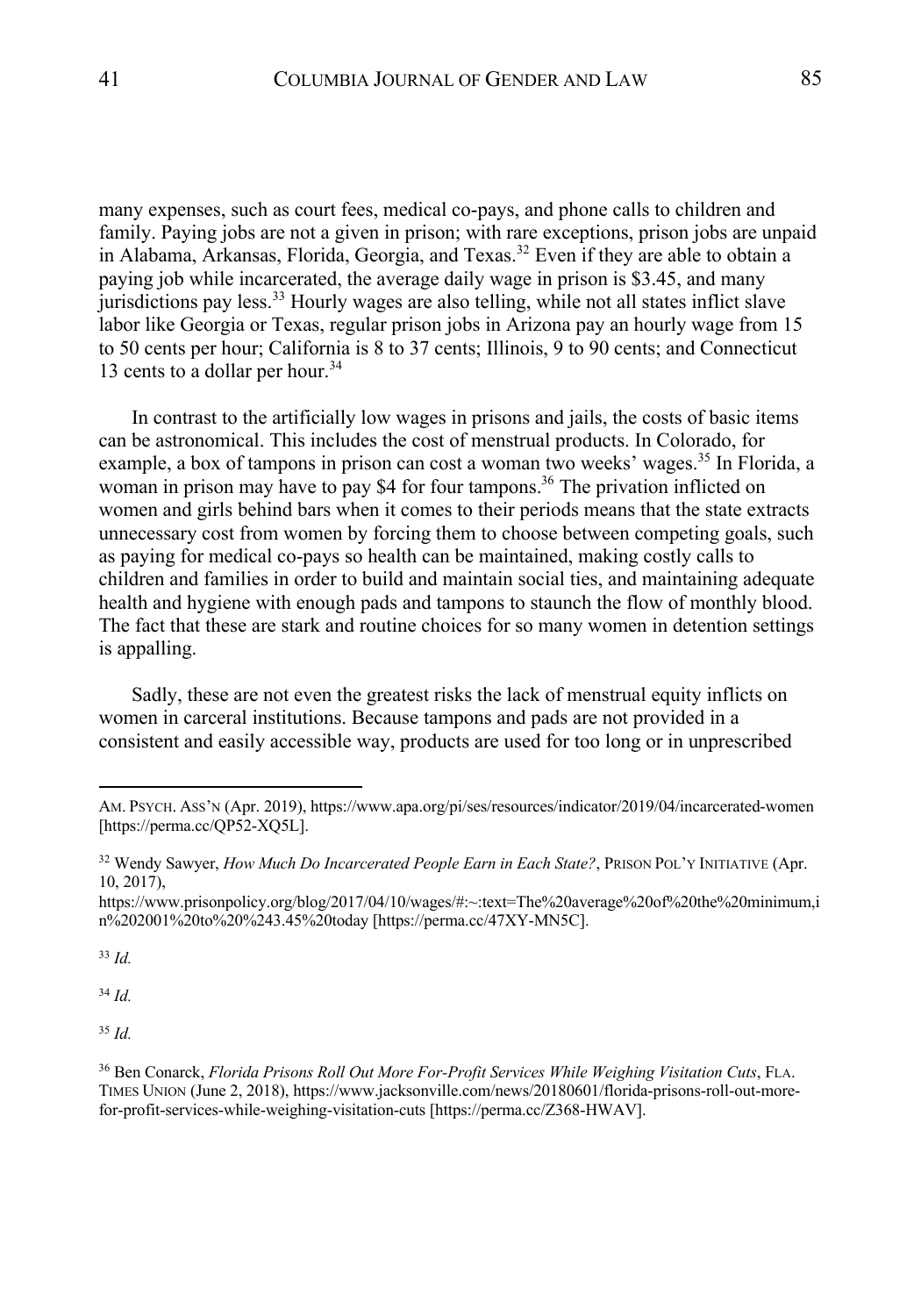many expenses, such as court fees, medical co-pays, and phone calls to children and family. Paying jobs are not a given in prison; with rare exceptions, prison jobs are unpaid in Alabama, Arkansas, Florida, Georgia, and Texas.[32] Even if they are able to obtain a paying job while incarcerated, the average daily wage in prison is $3.45, and many jurisdictions pay less.[33] Hourly wages are also telling, while not all states inflict slave labor like Georgia or Texas, regular prison jobs in Arizona pay an hourly wage from 15 to 50 cents per hour; California is 8 to 37 cents; Illinois, 9 to 90 cents; and Connecticut 13 cents to a dollar per hour.[34]

In contrast to the artificially low wages in prisons and jails, the costs of basic items can be astronomical. This includes the cost of menstrual products. In Colorado, for example, a box of tampons in prison can cost a woman two weeks' wages.[35] In Florida, a woman in prison may have to pay $4 for four tampons.[36] The privation inflicted on women and girls behind bars when it comes to their periods means that the state extracts unnecessary cost from women by forcing them to choose between competing goals, such as paying for medical co-pays so health can be maintained, making costly calls to children and families in order to build and maintain social ties, and maintaining adequate health and hygiene with enough pads and tampons to staunch the flow of monthly blood. The fact that these are stark and routine choices for so many women in detention settings is appalling.

Sadly, these are not even the greatest risks the lack of menstrual equity inflicts on women in carceral institutions. Because tampons and pads are not provided in a consistent and easily accessible way, products are used for too long or in unprescribed

---

AM. PSYCH. ASS'N (Apr. 2019), https://www.apa.org/pi/ses/resources/indicator/2019/04/incarcerated-women [https://perma.cc/QP52-XQ5L].

[32] Wendy Sawyer, *How Much Do Incarcerated People Earn in Each State?*, PRISON POL'Y INITIATIVE (Apr. 10, 2017), https://www.prisonpolicy.org/blog/2017/04/10/wages/#:~:text=The%20average%20of%20the%20minimum,in%202001%20to%20%243.45%20today [https://perma.cc/47XY-MN5C].

[33] *Id.*

[34] *Id.*

[35] *Id.*

[36] Ben Conarck, *Florida Prisons Roll Out More For-Profit Services While Weighing Visitation Cuts*, FLA. TIMES UNION (June 2, 2018), https://www.jacksonville.com/news/20180601/florida-prisons-roll-out-more-for-profit-services-while-weighing-visitation-cuts [https://perma.cc/Z368-HWAV].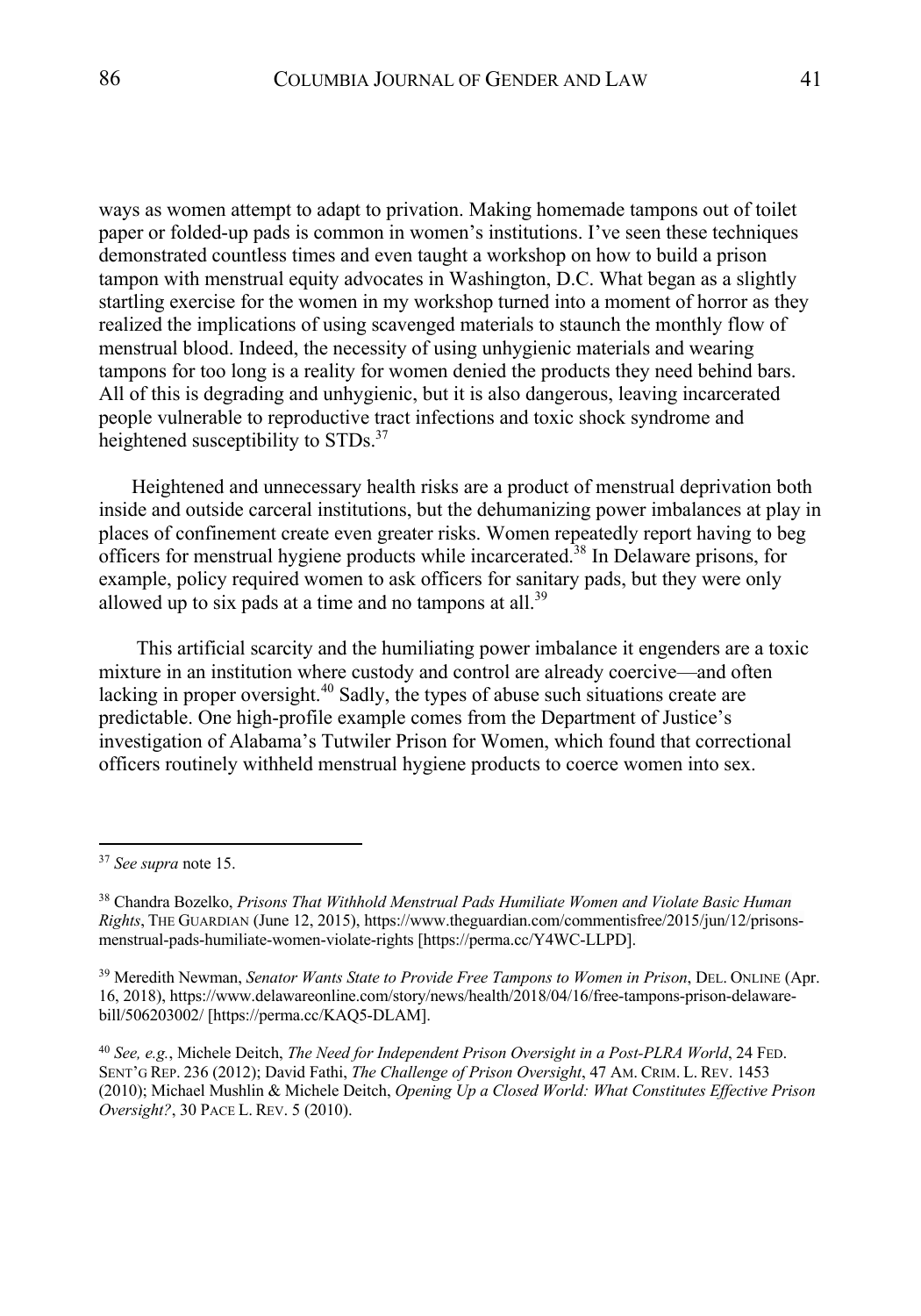ways as women attempt to adapt to privation. Making homemade tampons out of toilet paper or folded-up pads is common in women's institutions. I've seen these techniques demonstrated countless times and even taught a workshop on how to build a prison tampon with menstrual equity advocates in Washington, D.C. What began as a slightly startling exercise for the women in my workshop turned into a moment of horror as they realized the implications of using scavenged materials to staunch the monthly flow of menstrual blood. Indeed, the necessity of using unhygienic materials and wearing tampons for too long is a reality for women denied the products they need behind bars. All of this is degrading and unhygienic, but it is also dangerous, leaving incarcerated people vulnerable to reproductive tract infections and toxic shock syndrome and heightened susceptibility to STDs.[37]

Heightened and unnecessary health risks are a product of menstrual deprivation both inside and outside carceral institutions, but the dehumanizing power imbalances at play in places of confinement create even greater risks. Women repeatedly report having to beg officers for menstrual hygiene products while incarcerated.[38] In Delaware prisons, for example, policy required women to ask officers for sanitary pads, but they were only allowed up to six pads at a time and no tampons at all.[39]

This artificial scarcity and the humiliating power imbalance it engenders are a toxic mixture in an institution where custody and control are already coercive—and often lacking in proper oversight.[40] Sadly, the types of abuse such situations create are predictable. One high-profile example comes from the Department of Justice's investigation of Alabama's Tutwiler Prison for Women, which found that correctional officers routinely withheld menstrual hygiene products to coerce women into sex.

---

[37] *See supra* note 15.

[38] Chandra Bozelko, *Prisons That Withhold Menstrual Pads Humiliate Women and Violate Basic Human Rights*, THE GUARDIAN (June 12, 2015), https://www.theguardian.com/commentisfree/2015/jun/12/prisons-menstrual-pads-humiliate-women-violate-rights [https://perma.cc/Y4WC-LLPD].

[39] Meredith Newman, *Senator Wants State to Provide Free Tampons to Women in Prison*, DEL. ONLINE (Apr. 16, 2018), https://www.delawareonline.com/story/news/health/2018/04/16/free-tampons-prison-delaware-bill/506203002/ [https://perma.cc/KAQ5-DLAM].

[40] *See, e.g.*, Michele Deitch, *The Need for Independent Prison Oversight in a Post-PLRA World*, 24 FED. SENT'G REP. 236 (2012); David Fathi, *The Challenge of Prison Oversight*, 47 AM. CRIM. L. REV. 1453 (2010); Michael Mushlin & Michele Deitch, *Opening Up a Closed World: What Constitutes Effective Prison Oversight?*, 30 PACE L. REV. 5 (2010).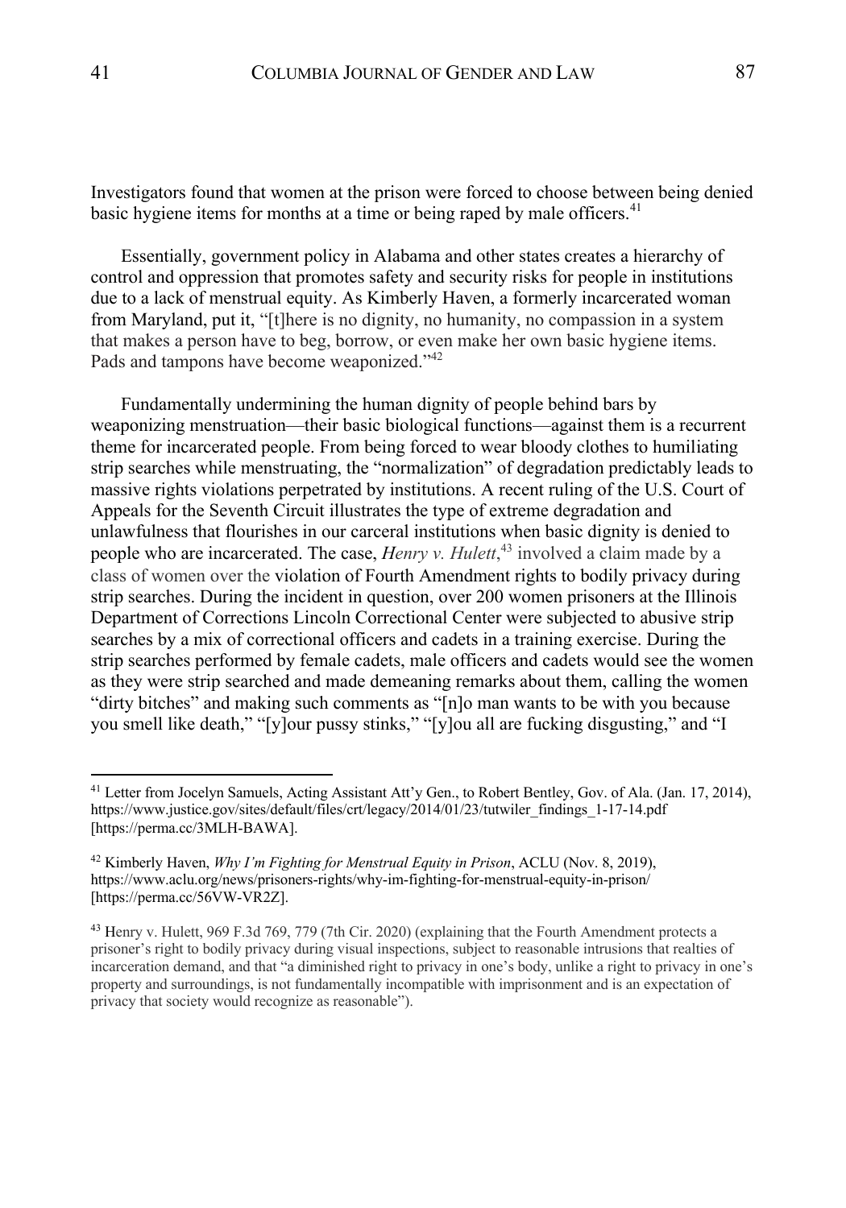Investigators found that women at the prison were forced to choose between being denied basic hygiene items for months at a time or being raped by male officers.[41]

Essentially, government policy in Alabama and other states creates a hierarchy of control and oppression that promotes safety and security risks for people in institutions due to a lack of menstrual equity. As Kimberly Haven, a formerly incarcerated woman from Maryland, put it, "[t]here is no dignity, no humanity, no compassion in a system that makes a person have to beg, borrow, or even make her own basic hygiene items. Pads and tampons have become weaponized."[42]

Fundamentally undermining the human dignity of people behind bars by weaponizing menstruation—their basic biological functions—against them is a recurrent theme for incarcerated people. From being forced to wear bloody clothes to humiliating strip searches while menstruating, the "normalization" of degradation predictably leads to massive rights violations perpetrated by institutions. A recent ruling of the U.S. Court of Appeals for the Seventh Circuit illustrates the type of extreme degradation and unlawfulness that flourishes in our carceral institutions when basic dignity is denied to people who are incarcerated. The case, *Henry v. Hulett*,[43] involved a claim made by a class of women over the violation of Fourth Amendment rights to bodily privacy during strip searches. During the incident in question, over 200 women prisoners at the Illinois Department of Corrections Lincoln Correctional Center were subjected to abusive strip searches by a mix of correctional officers and cadets in a training exercise. During the strip searches performed by female cadets, male officers and cadets would see the women as they were strip searched and made demeaning remarks about them, calling the women "dirty bitches" and making such comments as "[n]o man wants to be with you because you smell like death," "[y]our pussy stinks," "[y]ou all are fucking disgusting," and "I

---

[41] Letter from Jocelyn Samuels, Acting Assistant Att'y Gen., to Robert Bentley, Gov. of Ala. (Jan. 17, 2014), https://www.justice.gov/sites/default/files/crt/legacy/2014/01/23/tutwiler_findings_1-17-14.pdf [https://perma.cc/3MLH-BAWA].

[42] Kimberly Haven, *Why I'm Fighting for Menstrual Equity in Prison*, ACLU (Nov. 8, 2019), https://www.aclu.org/news/prisoners-rights/why-im-fighting-for-menstrual-equity-in-prison/ [https://perma.cc/56VW-VR2Z].

[43] Henry v. Hulett, 969 F.3d 769, 779 (7th Cir. 2020) (explaining that the Fourth Amendment protects a prisoner's right to bodily privacy during visual inspections, subject to reasonable intrusions that realties of incarceration demand, and that "a diminished right to privacy in one's body, unlike a right to privacy in one's property and surroundings, is not fundamentally incompatible with imprisonment and is an expectation of privacy that society would recognize as reasonable").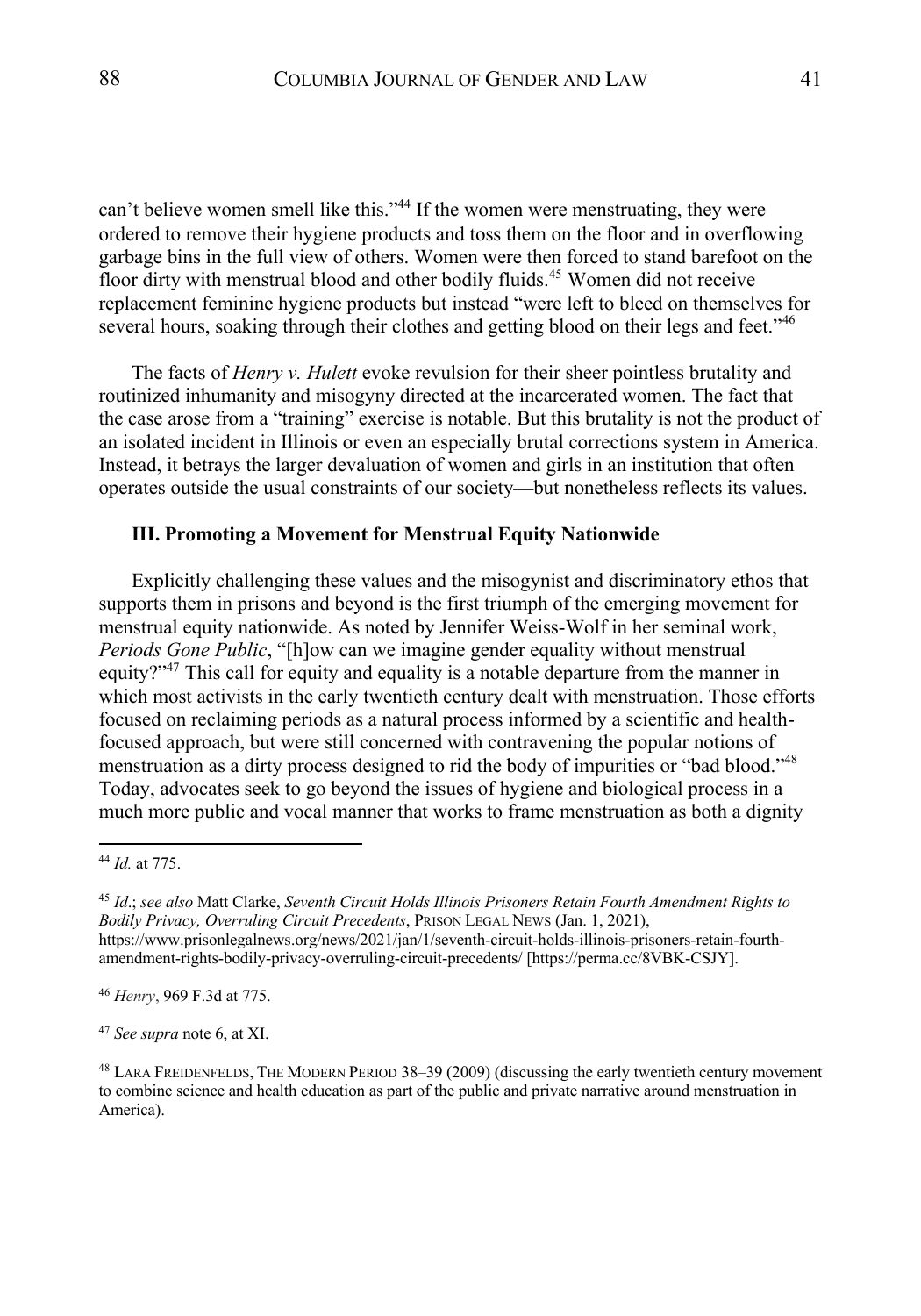can't believe women smell like this."[44] If the women were menstruating, they were ordered to remove their hygiene products and toss them on the floor and in overflowing garbage bins in the full view of others. Women were then forced to stand barefoot on the floor dirty with menstrual blood and other bodily fluids.[45] Women did not receive replacement feminine hygiene products but instead "were left to bleed on themselves for several hours, soaking through their clothes and getting blood on their legs and feet."[46]

The facts of *Henry v. Hulett* evoke revulsion for their sheer pointless brutality and routinized inhumanity and misogyny directed at the incarcerated women. The fact that the case arose from a "training" exercise is notable. But this brutality is not the product of an isolated incident in Illinois or even an especially brutal corrections system in America. Instead, it betrays the larger devaluation of women and girls in an institution that often operates outside the usual constraints of our society—but nonetheless reflects its values.

### III. Promoting a Movement for Menstrual Equity Nationwide

Explicitly challenging these values and the misogynist and discriminatory ethos that supports them in prisons and beyond is the first triumph of the emerging movement for menstrual equity nationwide. As noted by Jennifer Weiss-Wolf in her seminal work, *Periods Gone Public*, "[h]ow can we imagine gender equality without menstrual equity?"[47] This call for equity and equality is a notable departure from the manner in which most activists in the early twentieth century dealt with menstruation. Those efforts focused on reclaiming periods as a natural process informed by a scientific and health-focused approach, but were still concerned with contravening the popular notions of menstruation as a dirty process designed to rid the body of impurities or "bad blood."[48] Today, advocates seek to go beyond the issues of hygiene and biological process in a much more public and vocal manner that works to frame menstruation as both a dignity

---

[44] *Id.* at 775.

[45] *Id.*; *see also* Matt Clarke, *Seventh Circuit Holds Illinois Prisoners Retain Fourth Amendment Rights to Bodily Privacy, Overruling Circuit Precedents*, PRISON LEGAL NEWS (Jan. 1, 2021), https://www.prisonlegalnews.org/news/2021/jan/1/seventh-circuit-holds-illinois-prisoners-retain-fourth-amendment-rights-bodily-privacy-overruling-circuit-precedents/ [https://perma.cc/8VBK-CSJY].

[46] *Henry*, 969 F.3d at 775.

[47] *See supra* note 6, at XI.

[48] LARA FREIDENFELDS, THE MODERN PERIOD 38–39 (2009) (discussing the early twentieth century movement to combine science and health education as part of the public and private narrative around menstruation in America).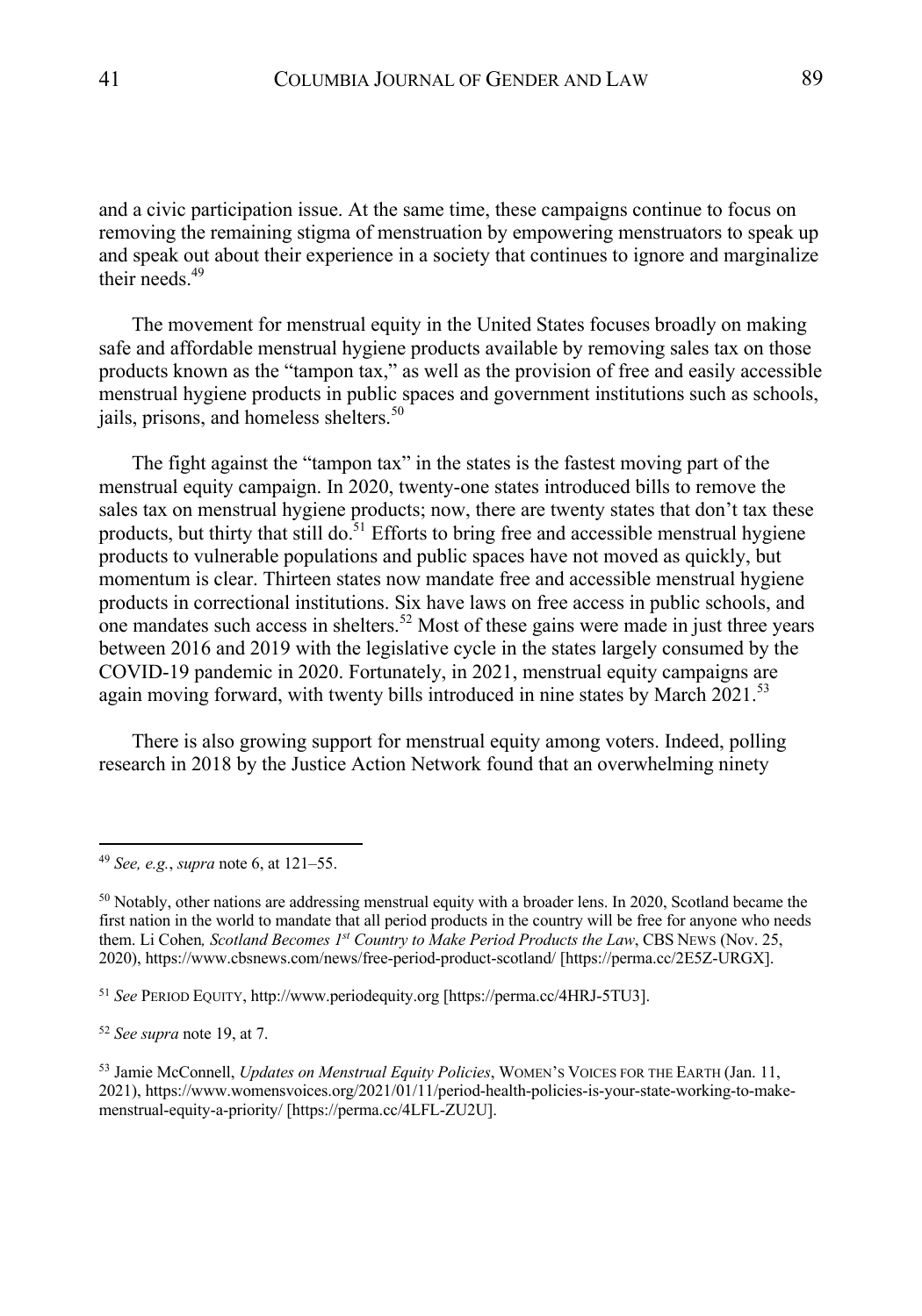and a civic participation issue. At the same time, these campaigns continue to focus on removing the remaining stigma of menstruation by empowering menstruators to speak up and speak out about their experience in a society that continues to ignore and marginalize their needs.[49]

The movement for menstrual equity in the United States focuses broadly on making safe and affordable menstrual hygiene products available by removing sales tax on those products known as the "tampon tax," as well as the provision of free and easily accessible menstrual hygiene products in public spaces and government institutions such as schools, jails, prisons, and homeless shelters.[50]

The fight against the "tampon tax" in the states is the fastest moving part of the menstrual equity campaign. In 2020, twenty-one states introduced bills to remove the sales tax on menstrual hygiene products; now, there are twenty states that don't tax these products, but thirty that still do.[51] Efforts to bring free and accessible menstrual hygiene products to vulnerable populations and public spaces have not moved as quickly, but momentum is clear. Thirteen states now mandate free and accessible menstrual hygiene products in correctional institutions. Six have laws on free access in public schools, and one mandates such access in shelters.[52] Most of these gains were made in just three years between 2016 and 2019 with the legislative cycle in the states largely consumed by the COVID-19 pandemic in 2020. Fortunately, in 2021, menstrual equity campaigns are again moving forward, with twenty bills introduced in nine states by March 2021.[53]

There is also growing support for menstrual equity among voters. Indeed, polling research in 2018 by the Justice Action Network found that an overwhelming ninety

---

[49] *See, e.g.*, *supra* note 6, at 121–55.

[50] Notably, other nations are addressing menstrual equity with a broader lens. In 2020, Scotland became the first nation in the world to mandate that all period products in the country will be free for anyone who needs them. Li Cohen*, Scotland Becomes 1st Country to Make Period Products the Law*, CBS NEWS (Nov. 25, 2020), https://www.cbsnews.com/news/free-period-product-scotland/ [https://perma.cc/2E5Z-URGX].

[51] *See* PERIOD EQUITY, http://www.periodequity.org [https://perma.cc/4HRJ-5TU3].

[52] *See supra* note 19, at 7.

[53] Jamie McConnell, *Updates on Menstrual Equity Policies*, WOMEN'S VOICES FOR THE EARTH (Jan. 11, 2021), https://www.womensvoices.org/2021/01/11/period-health-policies-is-your-state-working-to-make-menstrual-equity-a-priority/ [https://perma.cc/4LFL-ZU2U].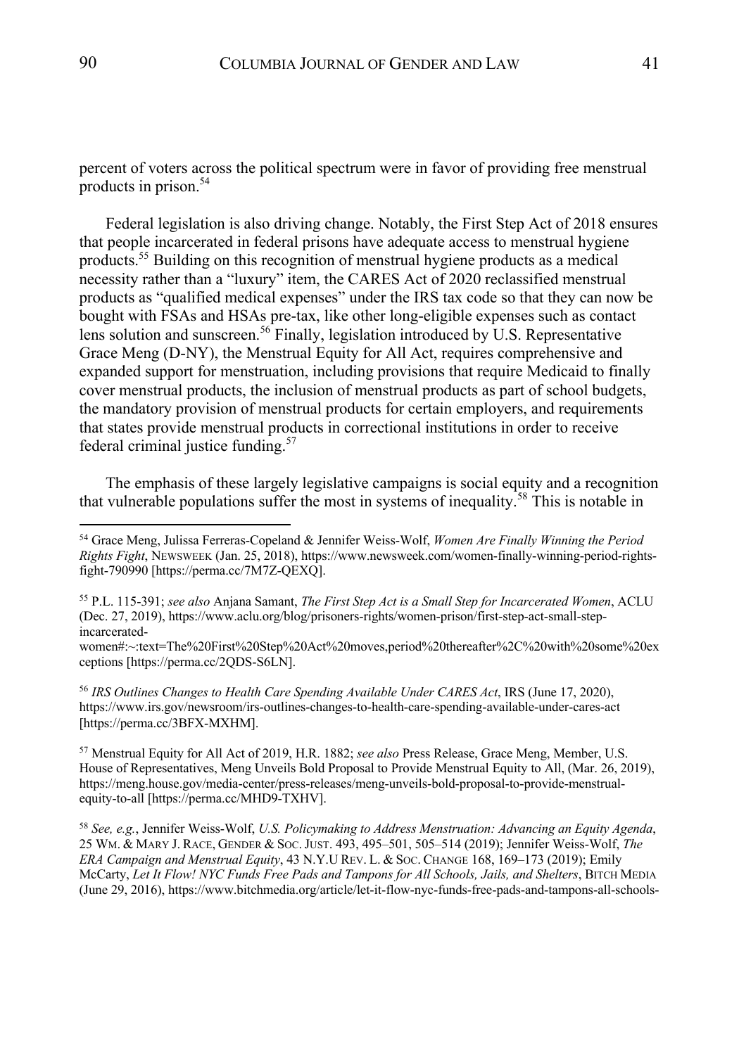percent of voters across the political spectrum were in favor of providing free menstrual products in prison.[54]

Federal legislation is also driving change. Notably, the First Step Act of 2018 ensures that people incarcerated in federal prisons have adequate access to menstrual hygiene products.[55] Building on this recognition of menstrual hygiene products as a medical necessity rather than a "luxury" item, the CARES Act of 2020 reclassified menstrual products as "qualified medical expenses" under the IRS tax code so that they can now be bought with FSAs and HSAs pre-tax, like other long-eligible expenses such as contact lens solution and sunscreen.[56] Finally, legislation introduced by U.S. Representative Grace Meng (D-NY), the Menstrual Equity for All Act, requires comprehensive and expanded support for menstruation, including provisions that require Medicaid to finally cover menstrual products, the inclusion of menstrual products as part of school budgets, the mandatory provision of menstrual products for certain employers, and requirements that states provide menstrual products in correctional institutions in order to receive federal criminal justice funding.[57]

The emphasis of these largely legislative campaigns is social equity and a recognition that vulnerable populations suffer the most in systems of inequality.[58] This is notable in

---

[54] Grace Meng, Julissa Ferreras-Copeland & Jennifer Weiss-Wolf, *Women Are Finally Winning the Period Rights Fight*, NEWSWEEK (Jan. 25, 2018), https://www.newsweek.com/women-finally-winning-period-rights-fight-790990 [https://perma.cc/7M7Z-QEXQ].

[55] P.L. 115-391; *see also* Anjana Samant, *The First Step Act is a Small Step for Incarcerated Women*, ACLU (Dec. 27, 2019), https://www.aclu.org/blog/prisoners-rights/women-prison/first-step-act-small-step-incarcerated-women#:~:text=The%20First%20Step%20Act%20moves,period%20thereafter%2C%20with%20some%20exceptions [https://perma.cc/2QDS-S6LN].

[56] *IRS Outlines Changes to Health Care Spending Available Under CARES Act*, IRS (June 17, 2020), https://www.irs.gov/newsroom/irs-outlines-changes-to-health-care-spending-available-under-cares-act [https://perma.cc/3BFX-MXHM].

[57] Menstrual Equity for All Act of 2019, H.R. 1882; *see also* Press Release, Grace Meng, Member, U.S. House of Representatives, Meng Unveils Bold Proposal to Provide Menstrual Equity to All, (Mar. 26, 2019), https://meng.house.gov/media-center/press-releases/meng-unveils-bold-proposal-to-provide-menstrual-equity-to-all [https://perma.cc/MHD9-TXHV].

[58] *See, e.g.*, Jennifer Weiss-Wolf, *U.S. Policymaking to Address Menstruation: Advancing an Equity Agenda*, 25 WM. & MARY J. RACE, GENDER & SOC. JUST. 493, 495–501, 505–514 (2019); Jennifer Weiss-Wolf, *The ERA Campaign and Menstrual Equity*, 43 N.Y.U REV. L. & SOC. CHANGE 168, 169–173 (2019); Emily McCarty, *Let It Flow! NYC Funds Free Pads and Tampons for All Schools, Jails, and Shelters*, BITCH MEDIA (June 29, 2016), https://www.bitchmedia.org/article/let-it-flow-nyc-funds-free-pads-and-tampons-all-schools-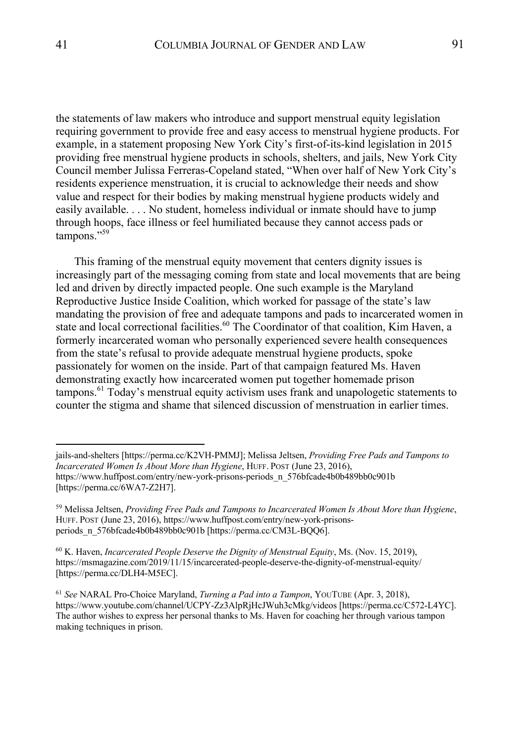the statements of law makers who introduce and support menstrual equity legislation requiring government to provide free and easy access to menstrual hygiene products. For example, in a statement proposing New York City's first-of-its-kind legislation in 2015 providing free menstrual hygiene products in schools, shelters, and jails, New York City Council member Julissa Ferreras-Copeland stated, "When over half of New York City's residents experience menstruation, it is crucial to acknowledge their needs and show value and respect for their bodies by making menstrual hygiene products widely and easily available. . . . No student, homeless individual or inmate should have to jump through hoops, face illness or feel humiliated because they cannot access pads or tampons."[59]

This framing of the menstrual equity movement that centers dignity issues is increasingly part of the messaging coming from state and local movements that are being led and driven by directly impacted people. One such example is the Maryland Reproductive Justice Inside Coalition, which worked for passage of the state's law mandating the provision of free and adequate tampons and pads to incarcerated women in state and local correctional facilities.[60] The Coordinator of that coalition, Kim Haven, a formerly incarcerated woman who personally experienced severe health consequences from the state's refusal to provide adequate menstrual hygiene products, spoke passionately for women on the inside. Part of that campaign featured Ms. Haven demonstrating exactly how incarcerated women put together homemade prison tampons.[61] Today's menstrual equity activism uses frank and unapologetic statements to counter the stigma and shame that silenced discussion of menstruation in earlier times.

---

jails-and-shelters [https://perma.cc/K2VH-PMMJ]; Melissa Jeltsen, *Providing Free Pads and Tampons to Incarcerated Women Is About More than Hygiene*, HUFF. POST (June 23, 2016), https://www.huffpost.com/entry/new-york-prisons-periods_n_576bfcade4b0b489bb0c901b [https://perma.cc/6WA7-Z2H7].

[59] Melissa Jeltsen, *Providing Free Pads and Tampons to Incarcerated Women Is About More than Hygiene*, HUFF. POST (June 23, 2016), https://www.huffpost.com/entry/new-york-prisons-periods_n_576bfcade4b0b489bb0c901b [https://perma.cc/CM3L-BQQ6].

[60] K. Haven, *Incarcerated People Deserve the Dignity of Menstrual Equity*, Ms. (Nov. 15, 2019), https://msmagazine.com/2019/11/15/incarcerated-people-deserve-the-dignity-of-menstrual-equity/ [https://perma.cc/DLH4-M5EC].

[61] *See* NARAL Pro-Choice Maryland, *Turning a Pad into a Tampon*, YOUTUBE (Apr. 3, 2018), https://www.youtube.com/channel/UCPY-Zz3AlpRjHcJWuh3cMkg/videos [https://perma.cc/C572-L4YC]. The author wishes to express her personal thanks to Ms. Haven for coaching her through various tampon making techniques in prison.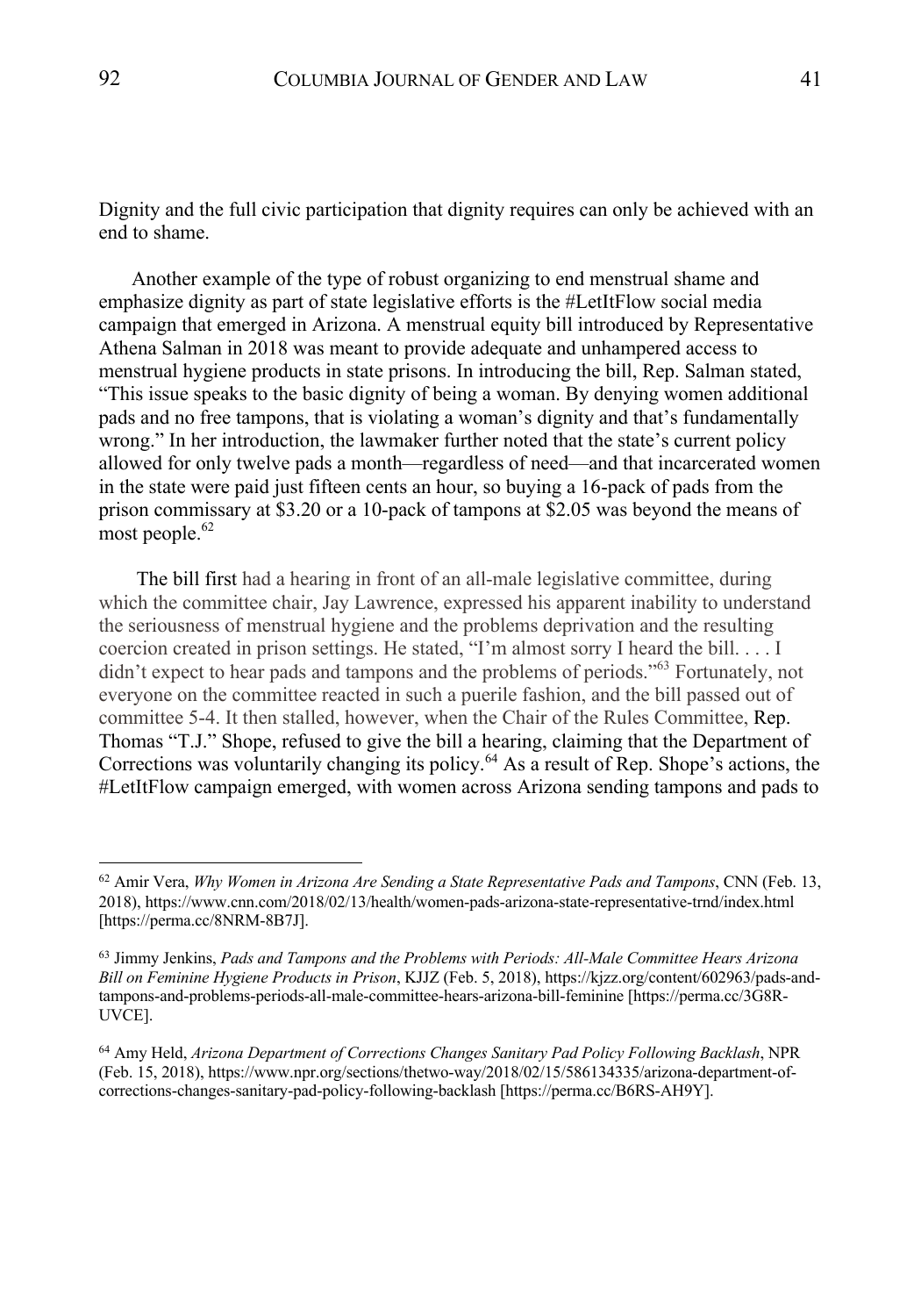Dignity and the full civic participation that dignity requires can only be achieved with an end to shame.

Another example of the type of robust organizing to end menstrual shame and emphasize dignity as part of state legislative efforts is the #LetItFlow social media campaign that emerged in Arizona. A menstrual equity bill introduced by Representative Athena Salman in 2018 was meant to provide adequate and unhampered access to menstrual hygiene products in state prisons. In introducing the bill, Rep. Salman stated, "This issue speaks to the basic dignity of being a woman. By denying women additional pads and no free tampons, that is violating a woman's dignity and that's fundamentally wrong." In her introduction, the lawmaker further noted that the state's current policy allowed for only twelve pads a month—regardless of need—and that incarcerated women in the state were paid just fifteen cents an hour, so buying a 16-pack of pads from the prison commissary at \$3.20 or a 10-pack of tampons at \$2.05 was beyond the means of most people.[62]

The bill first had a hearing in front of an all-male legislative committee, during which the committee chair, Jay Lawrence, expressed his apparent inability to understand the seriousness of menstrual hygiene and the problems deprivation and the resulting coercion created in prison settings. He stated, "I'm almost sorry I heard the bill. . . . I didn't expect to hear pads and tampons and the problems of periods."[63] Fortunately, not everyone on the committee reacted in such a puerile fashion, and the bill passed out of committee 5-4. It then stalled, however, when the Chair of the Rules Committee, Rep. Thomas "T.J." Shope, refused to give the bill a hearing, claiming that the Department of Corrections was voluntarily changing its policy.[64] As a result of Rep. Shope's actions, the #LetItFlow campaign emerged, with women across Arizona sending tampons and pads to

---

[62] Amir Vera, *Why Women in Arizona Are Sending a State Representative Pads and Tampons*, CNN (Feb. 13, 2018), https://www.cnn.com/2018/02/13/health/women-pads-arizona-state-representative-trnd/index.html [https://perma.cc/8NRM-8B7J].

[63] Jimmy Jenkins, *Pads and Tampons and the Problems with Periods: All-Male Committee Hears Arizona Bill on Feminine Hygiene Products in Prison*, KJJZ (Feb. 5, 2018), https://kjzz.org/content/602963/pads-and-tampons-and-problems-periods-all-male-committee-hears-arizona-bill-feminine [https://perma.cc/3G8R-UVCE].

[64] Amy Held, *Arizona Department of Corrections Changes Sanitary Pad Policy Following Backlash*, NPR (Feb. 15, 2018), https://www.npr.org/sections/thetwo-way/2018/02/15/586134335/arizona-department-of-corrections-changes-sanitary-pad-policy-following-backlash [https://perma.cc/B6RS-AH9Y].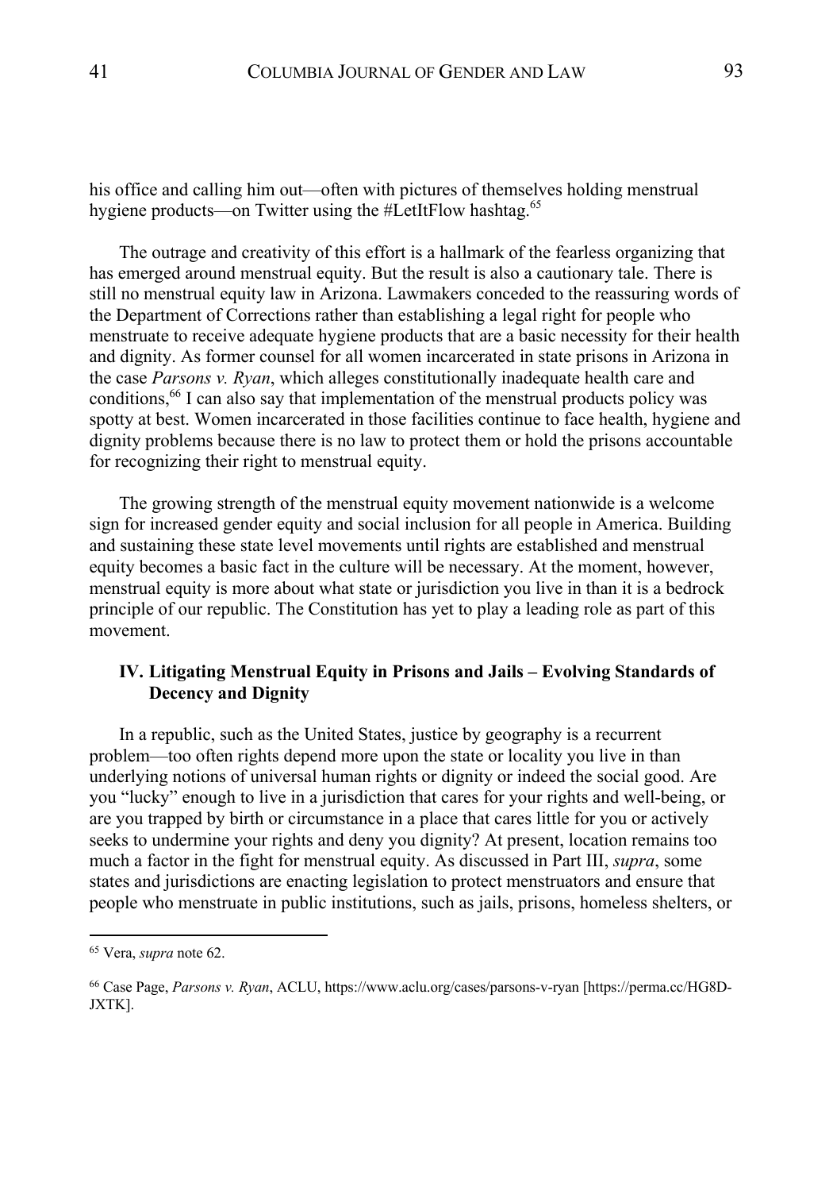his office and calling him out—often with pictures of themselves holding menstrual hygiene products—on Twitter using the #LetItFlow hashtag.[65]

The outrage and creativity of this effort is a hallmark of the fearless organizing that has emerged around menstrual equity. But the result is also a cautionary tale. There is still no menstrual equity law in Arizona. Lawmakers conceded to the reassuring words of the Department of Corrections rather than establishing a legal right for people who menstruate to receive adequate hygiene products that are a basic necessity for their health and dignity. As former counsel for all women incarcerated in state prisons in Arizona in the case *Parsons v. Ryan*, which alleges constitutionally inadequate health care and conditions,[66] I can also say that implementation of the menstrual products policy was spotty at best. Women incarcerated in those facilities continue to face health, hygiene and dignity problems because there is no law to protect them or hold the prisons accountable for recognizing their right to menstrual equity.

The growing strength of the menstrual equity movement nationwide is a welcome sign for increased gender equity and social inclusion for all people in America. Building and sustaining these state level movements until rights are established and menstrual equity becomes a basic fact in the culture will be necessary. At the moment, however, menstrual equity is more about what state or jurisdiction you live in than it is a bedrock principle of our republic. The Constitution has yet to play a leading role as part of this movement.

## IV. Litigating Menstrual Equity in Prisons and Jails – Evolving Standards of Decency and Dignity

In a republic, such as the United States, justice by geography is a recurrent problem—too often rights depend more upon the state or locality you live in than underlying notions of universal human rights or dignity or indeed the social good. Are you "lucky" enough to live in a jurisdiction that cares for your rights and well-being, or are you trapped by birth or circumstance in a place that cares little for you or actively seeks to undermine your rights and deny you dignity? At present, location remains too much a factor in the fight for menstrual equity. As discussed in Part III, *supra*, some states and jurisdictions are enacting legislation to protect menstruators and ensure that people who menstruate in public institutions, such as jails, prisons, homeless shelters, or

---

[65] Vera, *supra* note 62.

[66] Case Page, *Parsons v. Ryan*, ACLU, https://www.aclu.org/cases/parsons-v-ryan [https://perma.cc/HG8D-JXTK].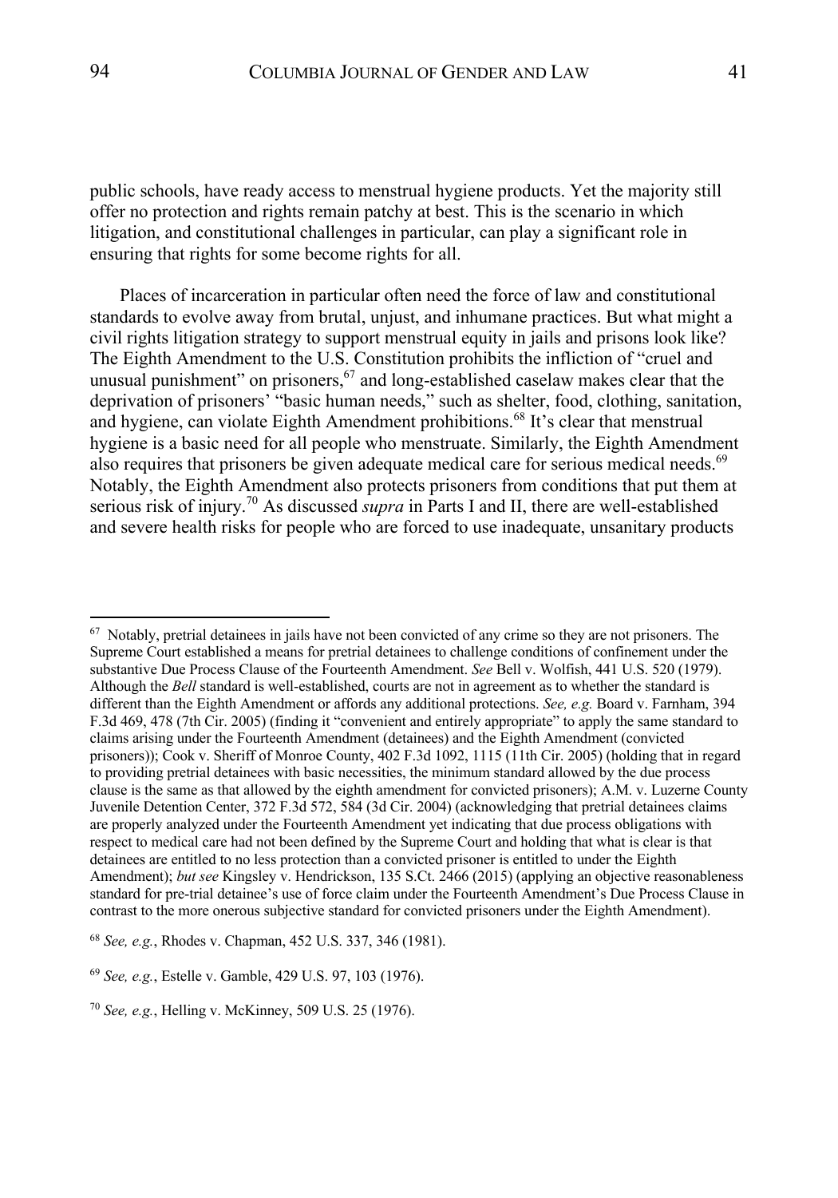public schools, have ready access to menstrual hygiene products. Yet the majority still offer no protection and rights remain patchy at best. This is the scenario in which litigation, and constitutional challenges in particular, can play a significant role in ensuring that rights for some become rights for all.

Places of incarceration in particular often need the force of law and constitutional standards to evolve away from brutal, unjust, and inhumane practices. But what might a civil rights litigation strategy to support menstrual equity in jails and prisons look like? The Eighth Amendment to the U.S. Constitution prohibits the infliction of "cruel and unusual punishment" on prisoners,[67] and long-established caselaw makes clear that the deprivation of prisoners' "basic human needs," such as shelter, food, clothing, sanitation, and hygiene, can violate Eighth Amendment prohibitions.[68] It's clear that menstrual hygiene is a basic need for all people who menstruate. Similarly, the Eighth Amendment also requires that prisoners be given adequate medical care for serious medical needs.[69] Notably, the Eighth Amendment also protects prisoners from conditions that put them at serious risk of injury.[70] As discussed *supra* in Parts I and II, there are well-established and severe health risks for people who are forced to use inadequate, unsanitary products

---

[67] Notably, pretrial detainees in jails have not been convicted of any crime so they are not prisoners. The Supreme Court established a means for pretrial detainees to challenge conditions of confinement under the substantive Due Process Clause of the Fourteenth Amendment. *See* Bell v. Wolfish, 441 U.S. 520 (1979). Although the *Bell* standard is well-established, courts are not in agreement as to whether the standard is different than the Eighth Amendment or affords any additional protections. *See, e.g.* Board v. Farnham, 394 F.3d 469, 478 (7th Cir. 2005) (finding it "convenient and entirely appropriate" to apply the same standard to claims arising under the Fourteenth Amendment (detainees) and the Eighth Amendment (convicted prisoners)); Cook v. Sheriff of Monroe County, 402 F.3d 1092, 1115 (11th Cir. 2005) (holding that in regard to providing pretrial detainees with basic necessities, the minimum standard allowed by the due process clause is the same as that allowed by the eighth amendment for convicted prisoners); A.M. v. Luzerne County Juvenile Detention Center, 372 F.3d 572, 584 (3d Cir. 2004) (acknowledging that pretrial detainees claims are properly analyzed under the Fourteenth Amendment yet indicating that due process obligations with respect to medical care had not been defined by the Supreme Court and holding that what is clear is that detainees are entitled to no less protection than a convicted prisoner is entitled to under the Eighth Amendment); *but see* Kingsley v. Hendrickson, 135 S.Ct. 2466 (2015) (applying an objective reasonableness standard for pre-trial detainee's use of force claim under the Fourteenth Amendment's Due Process Clause in contrast to the more onerous subjective standard for convicted prisoners under the Eighth Amendment).

[68] *See, e.g.*, Rhodes v. Chapman, 452 U.S. 337, 346 (1981).

[69] *See, e.g.*, Estelle v. Gamble, 429 U.S. 97, 103 (1976).

[70] *See, e.g.*, Helling v. McKinney, 509 U.S. 25 (1976).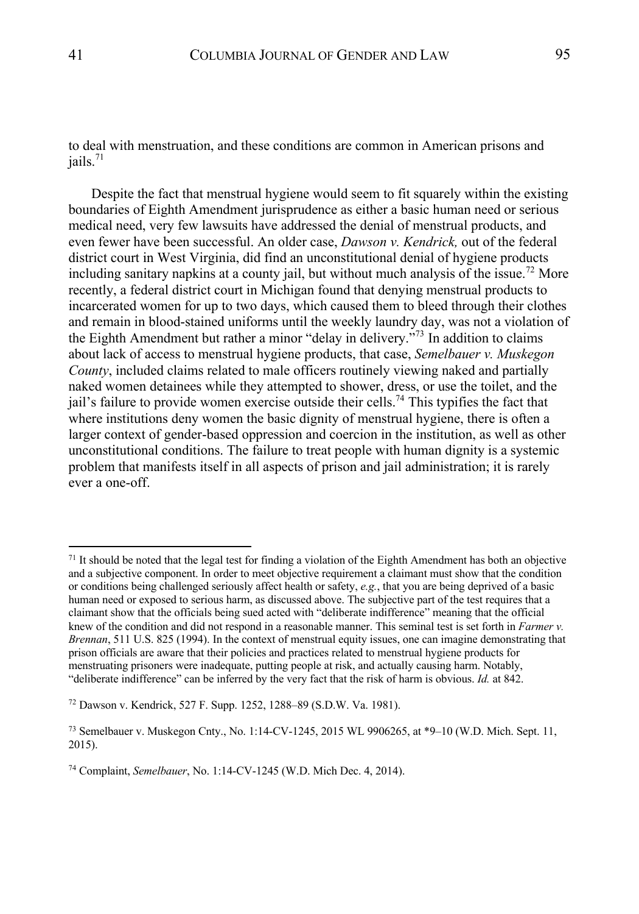to deal with menstruation, and these conditions are common in American prisons and jails.[71]

Despite the fact that menstrual hygiene would seem to fit squarely within the existing boundaries of Eighth Amendment jurisprudence as either a basic human need or serious medical need, very few lawsuits have addressed the denial of menstrual products, and even fewer have been successful. An older case, *Dawson v. Kendrick,* out of the federal district court in West Virginia, did find an unconstitutional denial of hygiene products including sanitary napkins at a county jail, but without much analysis of the issue.[72] More recently, a federal district court in Michigan found that denying menstrual products to incarcerated women for up to two days, which caused them to bleed through their clothes and remain in blood-stained uniforms until the weekly laundry day, was not a violation of the Eighth Amendment but rather a minor "delay in delivery."[73] In addition to claims about lack of access to menstrual hygiene products, that case, *Semelbauer v. Muskegon County*, included claims related to male officers routinely viewing naked and partially naked women detainees while they attempted to shower, dress, or use the toilet, and the jail's failure to provide women exercise outside their cells.[74] This typifies the fact that where institutions deny women the basic dignity of menstrual hygiene, there is often a larger context of gender-based oppression and coercion in the institution, as well as other unconstitutional conditions. The failure to treat people with human dignity is a systemic problem that manifests itself in all aspects of prison and jail administration; it is rarely ever a one-off.

---

[71] It should be noted that the legal test for finding a violation of the Eighth Amendment has both an objective and a subjective component. In order to meet objective requirement a claimant must show that the condition or conditions being challenged seriously affect health or safety, *e.g.*, that you are being deprived of a basic human need or exposed to serious harm, as discussed above. The subjective part of the test requires that a claimant show that the officials being sued acted with "deliberate indifference" meaning that the official knew of the condition and did not respond in a reasonable manner. This seminal test is set forth in *Farmer v. Brennan*, 511 U.S. 825 (1994). In the context of menstrual equity issues, one can imagine demonstrating that prison officials are aware that their policies and practices related to menstrual hygiene products for menstruating prisoners were inadequate, putting people at risk, and actually causing harm. Notably, "deliberate indifference" can be inferred by the very fact that the risk of harm is obvious. *Id.* at 842.

[72] Dawson v. Kendrick, 527 F. Supp. 1252, 1288–89 (S.D.W. Va. 1981).

[73] Semelbauer v. Muskegon Cnty., No. 1:14-CV-1245, 2015 WL 9906265, at *9–10 (W.D. Mich. Sept. 11, 2015).

[74] Complaint, *Semelbauer*, No. 1:14-CV-1245 (W.D. Mich Dec. 4, 2014).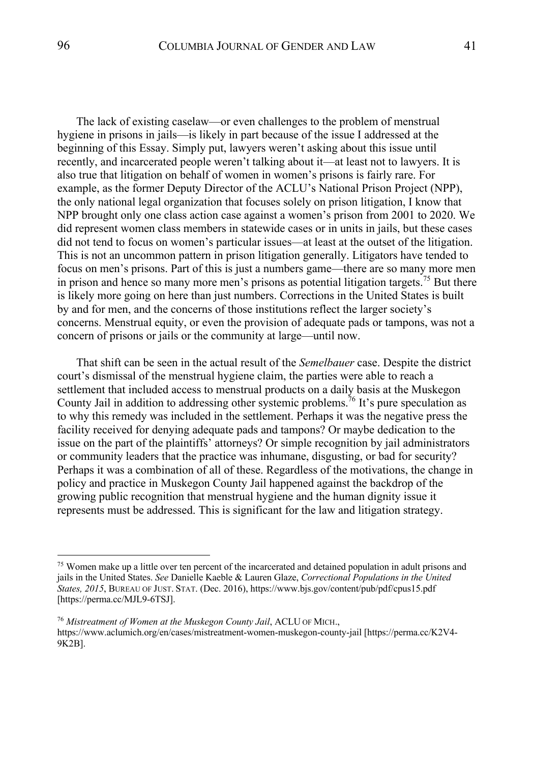The lack of existing caselaw—or even challenges to the problem of menstrual hygiene in prisons in jails—is likely in part because of the issue I addressed at the beginning of this Essay. Simply put, lawyers weren't asking about this issue until recently, and incarcerated people weren't talking about it—at least not to lawyers. It is also true that litigation on behalf of women in women's prisons is fairly rare. For example, as the former Deputy Director of the ACLU's National Prison Project (NPP), the only national legal organization that focuses solely on prison litigation, I know that NPP brought only one class action case against a women's prison from 2001 to 2020. We did represent women class members in statewide cases or in units in jails, but these cases did not tend to focus on women's particular issues—at least at the outset of the litigation. This is not an uncommon pattern in prison litigation generally. Litigators have tended to focus on men's prisons. Part of this is just a numbers game—there are so many more men in prison and hence so many more men's prisons as potential litigation targets.[75] But there is likely more going on here than just numbers. Corrections in the United States is built by and for men, and the concerns of those institutions reflect the larger society's concerns. Menstrual equity, or even the provision of adequate pads or tampons, was not a concern of prisons or jails or the community at large—until now.

That shift can be seen in the actual result of the *Semelbauer* case. Despite the district court's dismissal of the menstrual hygiene claim, the parties were able to reach a settlement that included access to menstrual products on a daily basis at the Muskegon County Jail in addition to addressing other systemic problems.[76] It's pure speculation as to why this remedy was included in the settlement. Perhaps it was the negative press the facility received for denying adequate pads and tampons? Or maybe dedication to the issue on the part of the plaintiffs' attorneys? Or simple recognition by jail administrators or community leaders that the practice was inhumane, disgusting, or bad for security? Perhaps it was a combination of all of these. Regardless of the motivations, the change in policy and practice in Muskegon County Jail happened against the backdrop of the growing public recognition that menstrual hygiene and the human dignity issue it represents must be addressed. This is significant for the law and litigation strategy.

---

[75] Women make up a little over ten percent of the incarcerated and detained population in adult prisons and jails in the United States. *See* Danielle Kaeble & Lauren Glaze, *Correctional Populations in the United States, 2015*, BUREAU OF JUST. STAT. (Dec. 2016), https://www.bjs.gov/content/pub/pdf/cpus15.pdf [https://perma.cc/MJL9-6TSJ].

[76] *Mistreatment of Women at the Muskegon County Jail*, ACLU OF MICH., https://www.aclumich.org/en/cases/mistreatment-women-muskegon-county-jail [https://perma.cc/K2V4-9K2B].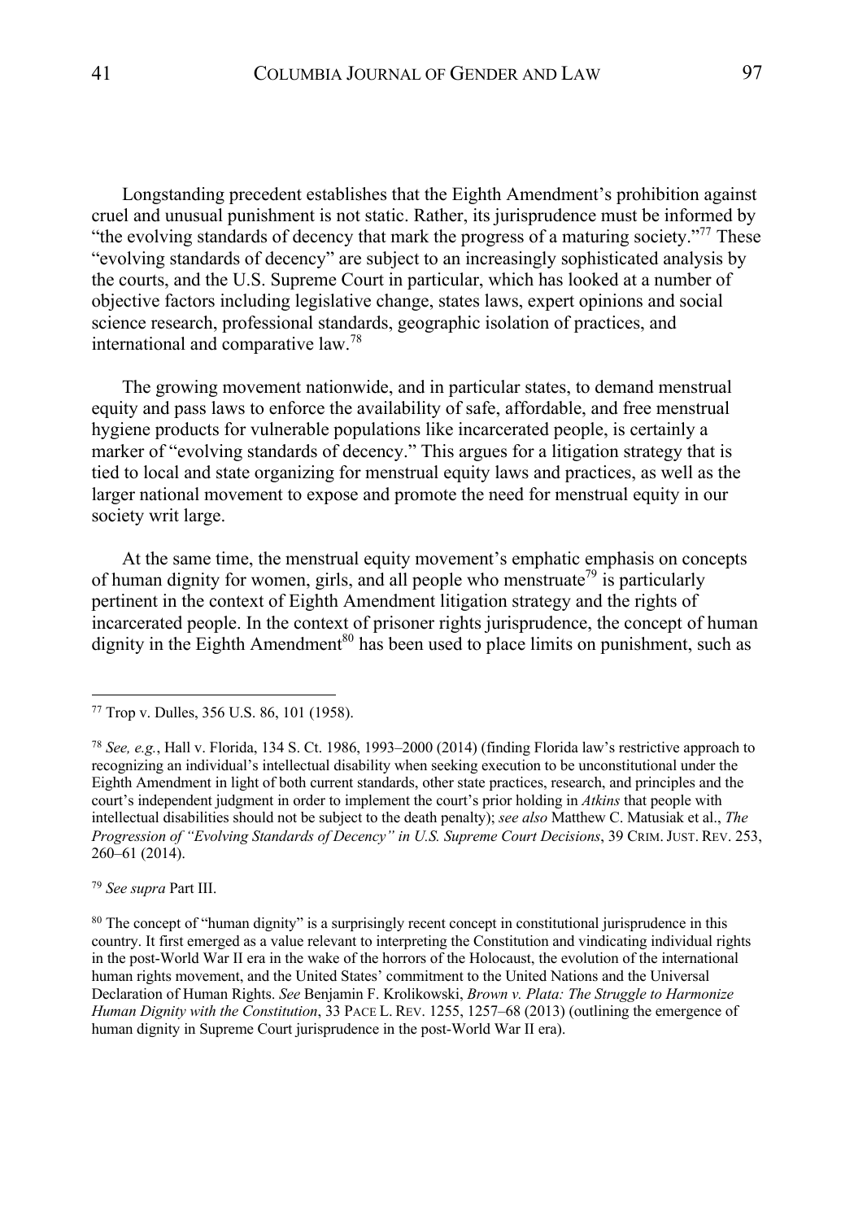Longstanding precedent establishes that the Eighth Amendment's prohibition against cruel and unusual punishment is not static. Rather, its jurisprudence must be informed by "the evolving standards of decency that mark the progress of a maturing society."[77] These "evolving standards of decency" are subject to an increasingly sophisticated analysis by the courts, and the U.S. Supreme Court in particular, which has looked at a number of objective factors including legislative change, states laws, expert opinions and social science research, professional standards, geographic isolation of practices, and international and comparative law.[78]

The growing movement nationwide, and in particular states, to demand menstrual equity and pass laws to enforce the availability of safe, affordable, and free menstrual hygiene products for vulnerable populations like incarcerated people, is certainly a marker of "evolving standards of decency." This argues for a litigation strategy that is tied to local and state organizing for menstrual equity laws and practices, as well as the larger national movement to expose and promote the need for menstrual equity in our society writ large.

At the same time, the menstrual equity movement's emphatic emphasis on concepts of human dignity for women, girls, and all people who menstruate[79] is particularly pertinent in the context of Eighth Amendment litigation strategy and the rights of incarcerated people. In the context of prisoner rights jurisprudence, the concept of human dignity in the Eighth Amendment[80] has been used to place limits on punishment, such as

---

[77] Trop v. Dulles, 356 U.S. 86, 101 (1958).

[78] *See, e.g.*, Hall v. Florida, 134 S. Ct. 1986, 1993–2000 (2014) (finding Florida law's restrictive approach to recognizing an individual's intellectual disability when seeking execution to be unconstitutional under the Eighth Amendment in light of both current standards, other state practices, research, and principles and the court's independent judgment in order to implement the court's prior holding in *Atkins* that people with intellectual disabilities should not be subject to the death penalty); *see also* Matthew C. Matusiak et al., *The Progression of "Evolving Standards of Decency" in U.S. Supreme Court Decisions*, 39 CRIM. JUST. REV. 253, 260–61 (2014).

[79] *See supra* Part III.

[80] The concept of "human dignity" is a surprisingly recent concept in constitutional jurisprudence in this country. It first emerged as a value relevant to interpreting the Constitution and vindicating individual rights in the post-World War II era in the wake of the horrors of the Holocaust, the evolution of the international human rights movement, and the United States' commitment to the United Nations and the Universal Declaration of Human Rights. *See* Benjamin F. Krolikowski, *Brown v. Plata: The Struggle to Harmonize Human Dignity with the Constitution*, 33 PACE L. REV. 1255, 1257–68 (2013) (outlining the emergence of human dignity in Supreme Court jurisprudence in the post-World War II era).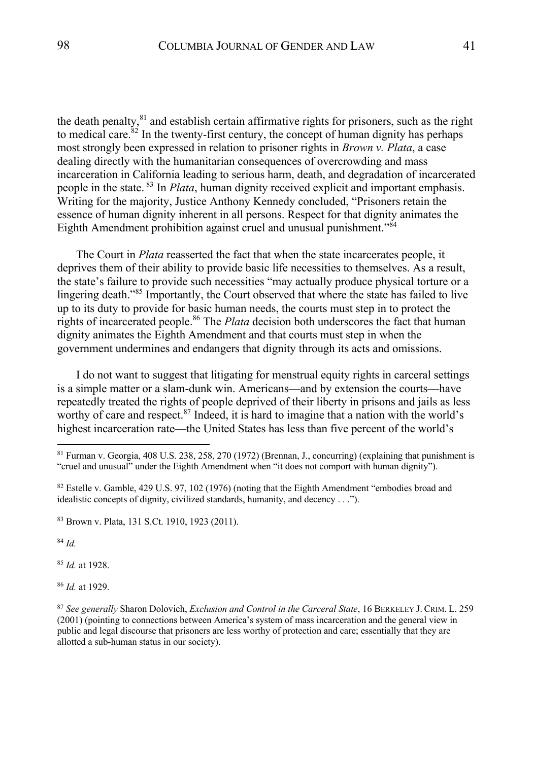the death penalty,[81] and establish certain affirmative rights for prisoners, such as the right to medical care.[82] In the twenty-first century, the concept of human dignity has perhaps most strongly been expressed in relation to prisoner rights in *Brown v. Plata*, a case dealing directly with the humanitarian consequences of overcrowding and mass incarceration in California leading to serious harm, death, and degradation of incarcerated people in the state.[83] In *Plata*, human dignity received explicit and important emphasis. Writing for the majority, Justice Anthony Kennedy concluded, "Prisoners retain the essence of human dignity inherent in all persons. Respect for that dignity animates the Eighth Amendment prohibition against cruel and unusual punishment."[84]

The Court in *Plata* reasserted the fact that when the state incarcerates people, it deprives them of their ability to provide basic life necessities to themselves. As a result, the state's failure to provide such necessities "may actually produce physical torture or a lingering death."[85] Importantly, the Court observed that where the state has failed to live up to its duty to provide for basic human needs, the courts must step in to protect the rights of incarcerated people.[86] The *Plata* decision both underscores the fact that human dignity animates the Eighth Amendment and that courts must step in when the government undermines and endangers that dignity through its acts and omissions.

I do not want to suggest that litigating for menstrual equity rights in carceral settings is a simple matter or a slam-dunk win. Americans—and by extension the courts—have repeatedly treated the rights of people deprived of their liberty in prisons and jails as less worthy of care and respect.[87] Indeed, it is hard to imagine that a nation with the world's highest incarceration rate—the United States has less than five percent of the world's

---

[81] Furman v. Georgia, 408 U.S. 238, 258, 270 (1972) (Brennan, J., concurring) (explaining that punishment is "cruel and unusual" under the Eighth Amendment when "it does not comport with human dignity").

[82] Estelle v. Gamble, 429 U.S. 97, 102 (1976) (noting that the Eighth Amendment "embodies broad and idealistic concepts of dignity, civilized standards, humanity, and decency . . .").

[83] Brown v. Plata, 131 S.Ct. 1910, 1923 (2011).

[84] *Id.*

[85] *Id.* at 1928.

[86] *Id.* at 1929.

[87] *See generally* Sharon Dolovich, *Exclusion and Control in the Carceral State*, 16 BERKELEY J. CRIM. L. 259 (2001) (pointing to connections between America's system of mass incarceration and the general view in public and legal discourse that prisoners are less worthy of protection and care; essentially that they are allotted a sub-human status in our society).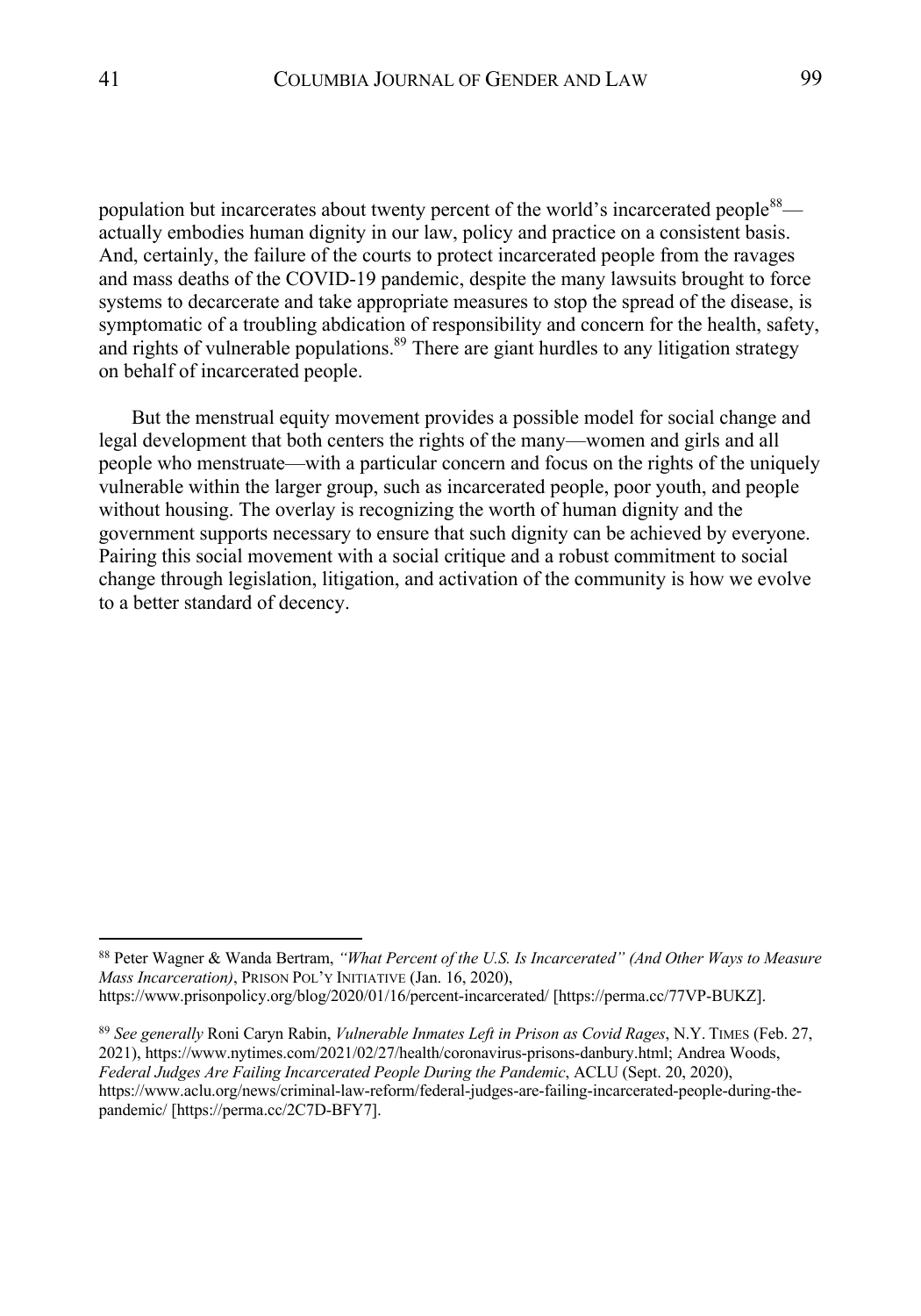population but incarcerates about twenty percent of the world's incarcerated people[88]—actually embodies human dignity in our law, policy and practice on a consistent basis. And, certainly, the failure of the courts to protect incarcerated people from the ravages and mass deaths of the COVID-19 pandemic, despite the many lawsuits brought to force systems to decarcerate and take appropriate measures to stop the spread of the disease, is symptomatic of a troubling abdication of responsibility and concern for the health, safety, and rights of vulnerable populations.[89] There are giant hurdles to any litigation strategy on behalf of incarcerated people.

But the menstrual equity movement provides a possible model for social change and legal development that both centers the rights of the many—women and girls and all people who menstruate—with a particular concern and focus on the rights of the uniquely vulnerable within the larger group, such as incarcerated people, poor youth, and people without housing. The overlay is recognizing the worth of human dignity and the government supports necessary to ensure that such dignity can be achieved by everyone. Pairing this social movement with a social critique and a robust commitment to social change through legislation, litigation, and activation of the community is how we evolve to a better standard of decency.

---

[88] Peter Wagner & Wanda Bertram, *"What Percent of the U.S. Is Incarcerated" (And Other Ways to Measure Mass Incarceration)*, PRISON POL'Y INITIATIVE (Jan. 16, 2020), https://www.prisonpolicy.org/blog/2020/01/16/percent-incarcerated/ [https://perma.cc/77VP-BUKZ].

[89] *See generally* Roni Caryn Rabin, *Vulnerable Inmates Left in Prison as Covid Rages*, N.Y. TIMES (Feb. 27, 2021), https://www.nytimes.com/2021/02/27/health/coronavirus-prisons-danbury.html; Andrea Woods, *Federal Judges Are Failing Incarcerated People During the Pandemic*, ACLU (Sept. 20, 2020), https://www.aclu.org/news/criminal-law-reform/federal-judges-are-failing-incarcerated-people-during-the-pandemic/ [https://perma.cc/2C7D-BFY7].